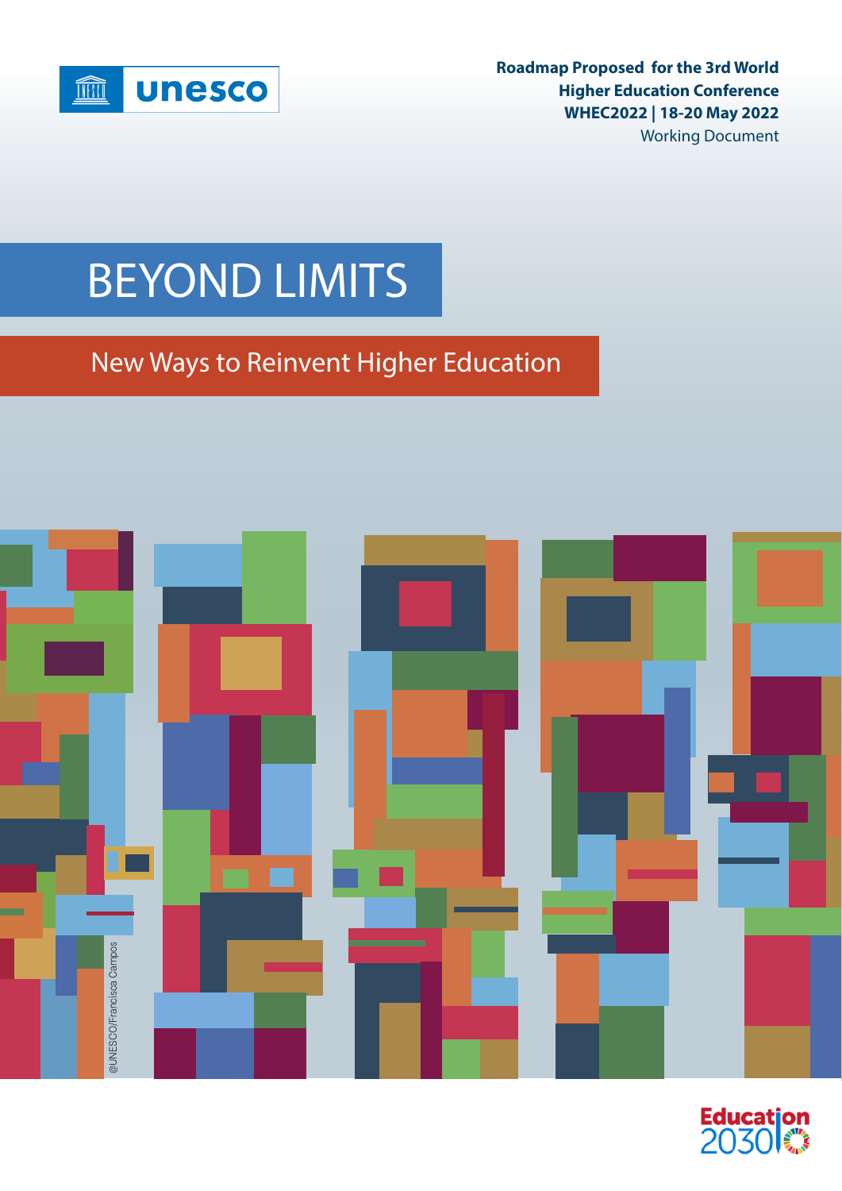unesco

**Roadmap Proposed for the 3rd World Higher Education Conference**
**WHEC2022 | 18-20 May 2022**
Working Document

# BEYOND LIMITS

## New Ways to Reinvent Higher Education

@UNESCO/Francisca Campos

Education 2030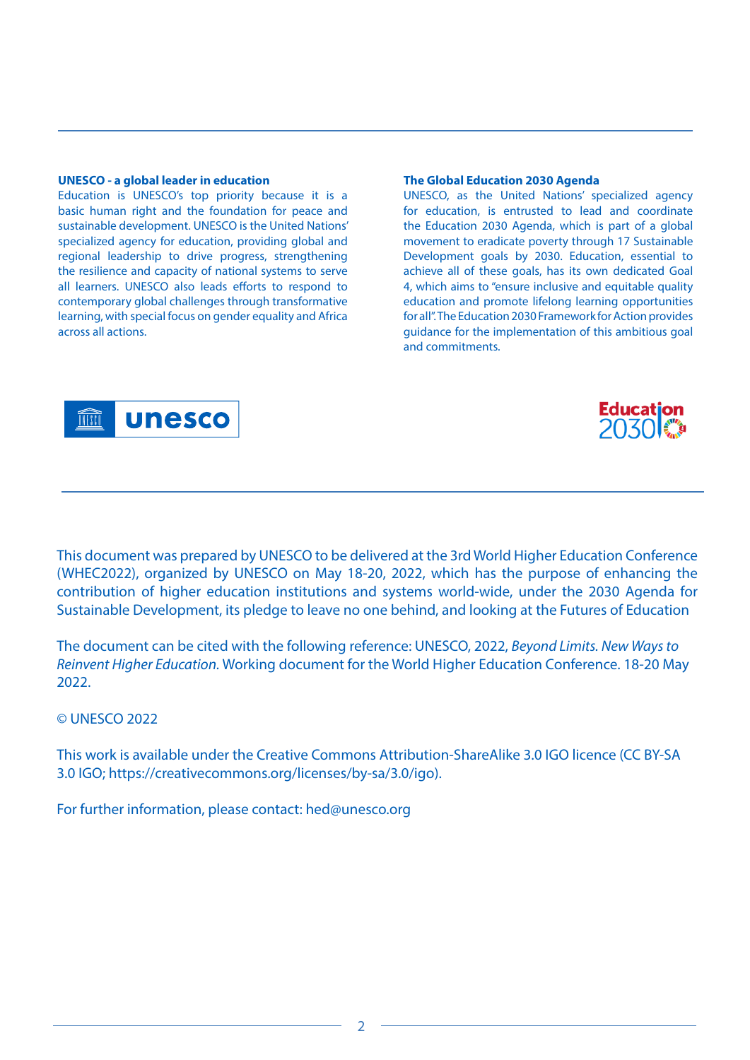**UNESCO - a global leader in education**

Education is UNESCO's top priority because it is a basic human right and the foundation for peace and sustainable development. UNESCO is the United Nations' specialized agency for education, providing global and regional leadership to drive progress, strengthening the resilience and capacity of national systems to serve all learners. UNESCO also leads efforts to respond to contemporary global challenges through transformative learning, with special focus on gender equality and Africa across all actions.

**The Global Education 2030 Agenda**

UNESCO, as the United Nations' specialized agency for education, is entrusted to lead and coordinate the Education 2030 Agenda, which is part of a global movement to eradicate poverty through 17 Sustainable Development goals by 2030. Education, essential to achieve all of these goals, has its own dedicated Goal 4, which aims to "ensure inclusive and equitable quality education and promote lifelong learning opportunities for all". The Education 2030 Framework for Action provides guidance for the implementation of this ambitious goal and commitments.

This document was prepared by UNESCO to be delivered at the 3rd World Higher Education Conference (WHEC2022), organized by UNESCO on May 18-20, 2022, which has the purpose of enhancing the contribution of higher education institutions and systems world-wide, under the 2030 Agenda for Sustainable Development, its pledge to leave no one behind, and looking at the Futures of Education

The document can be cited with the following reference: UNESCO, 2022, *Beyond Limits. New Ways to Reinvent Higher Education.* Working document for the World Higher Education Conference. 18-20 May 2022.

© UNESCO 2022

This work is available under the Creative Commons Attribution-ShareAlike 3.0 IGO licence (CC BY-SA 3.0 IGO; https://creativecommons.org/licenses/by-sa/3.0/igo).

For further information, please contact: hed@unesco.org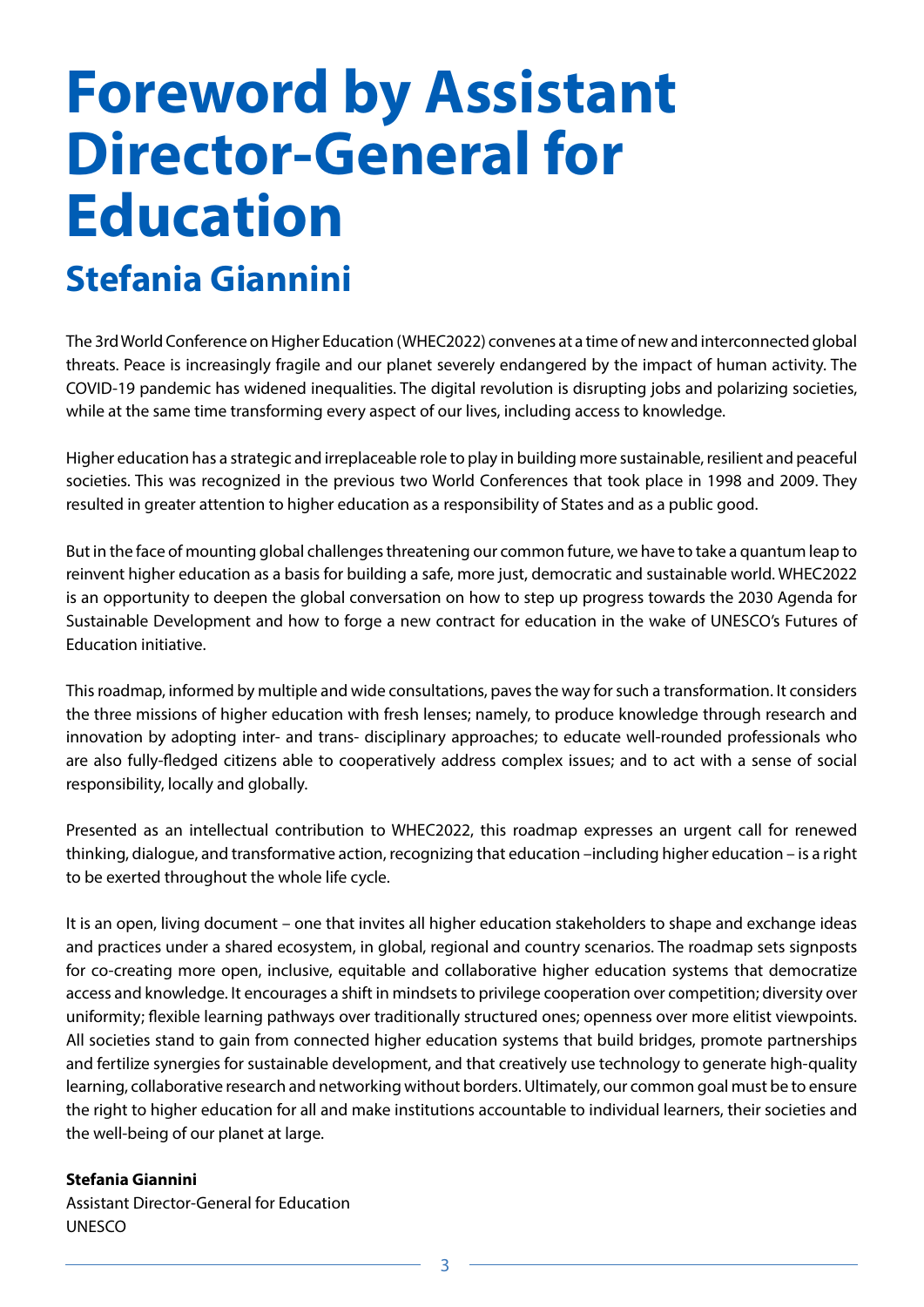# Foreword by Assistant Director-General for Education

## Stefania Giannini

The 3rd World Conference on Higher Education (WHEC2022) convenes at a time of new and interconnected global threats. Peace is increasingly fragile and our planet severely endangered by the impact of human activity. The COVID-19 pandemic has widened inequalities. The digital revolution is disrupting jobs and polarizing societies, while at the same time transforming every aspect of our lives, including access to knowledge.

Higher education has a strategic and irreplaceable role to play in building more sustainable, resilient and peaceful societies. This was recognized in the previous two World Conferences that took place in 1998 and 2009. They resulted in greater attention to higher education as a responsibility of States and as a public good.

But in the face of mounting global challenges threatening our common future, we have to take a quantum leap to reinvent higher education as a basis for building a safe, more just, democratic and sustainable world. WHEC2022 is an opportunity to deepen the global conversation on how to step up progress towards the 2030 Agenda for Sustainable Development and how to forge a new contract for education in the wake of UNESCO's Futures of Education initiative.

This roadmap, informed by multiple and wide consultations, paves the way for such a transformation. It considers the three missions of higher education with fresh lenses; namely, to produce knowledge through research and innovation by adopting inter- and trans- disciplinary approaches; to educate well-rounded professionals who are also fully-fledged citizens able to cooperatively address complex issues; and to act with a sense of social responsibility, locally and globally.

Presented as an intellectual contribution to WHEC2022, this roadmap expresses an urgent call for renewed thinking, dialogue, and transformative action, recognizing that education –including higher education – is a right to be exerted throughout the whole life cycle.

It is an open, living document – one that invites all higher education stakeholders to shape and exchange ideas and practices under a shared ecosystem, in global, regional and country scenarios. The roadmap sets signposts for co-creating more open, inclusive, equitable and collaborative higher education systems that democratize access and knowledge. It encourages a shift in mindsets to privilege cooperation over competition; diversity over uniformity; flexible learning pathways over traditionally structured ones; openness over more elitist viewpoints. All societies stand to gain from connected higher education systems that build bridges, promote partnerships and fertilize synergies for sustainable development, and that creatively use technology to generate high-quality learning, collaborative research and networking without borders. Ultimately, our common goal must be to ensure the right to higher education for all and make institutions accountable to individual learners, their societies and the well-being of our planet at large.

**Stefania Giannini**
Assistant Director-General for Education
UNESCO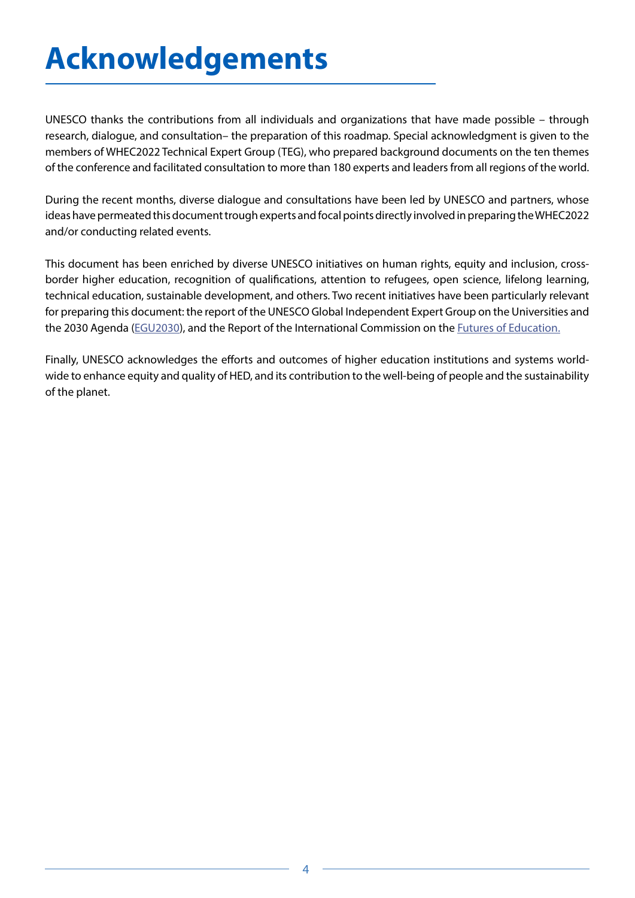# Acknowledgements

UNESCO thanks the contributions from all individuals and organizations that have made possible – through research, dialogue, and consultation– the preparation of this roadmap. Special acknowledgment is given to the members of WHEC2022 Technical Expert Group (TEG), who prepared background documents on the ten themes of the conference and facilitated consultation to more than 180 experts and leaders from all regions of the world.

During the recent months, diverse dialogue and consultations have been led by UNESCO and partners, whose ideas have permeated this document trough experts and focal points directly involved in preparing the WHEC2022 and/or conducting related events.

This document has been enriched by diverse UNESCO initiatives on human rights, equity and inclusion, cross-border higher education, recognition of qualifications, attention to refugees, open science, lifelong learning, technical education, sustainable development, and others. Two recent initiatives have been particularly relevant for preparing this document: the report of the UNESCO Global Independent Expert Group on the Universities and the 2030 Agenda (EGU2030), and the Report of the International Commission on the Futures of Education.

Finally, UNESCO acknowledges the efforts and outcomes of higher education institutions and systems worldwide to enhance equity and quality of HED, and its contribution to the well-being of people and the sustainability of the planet.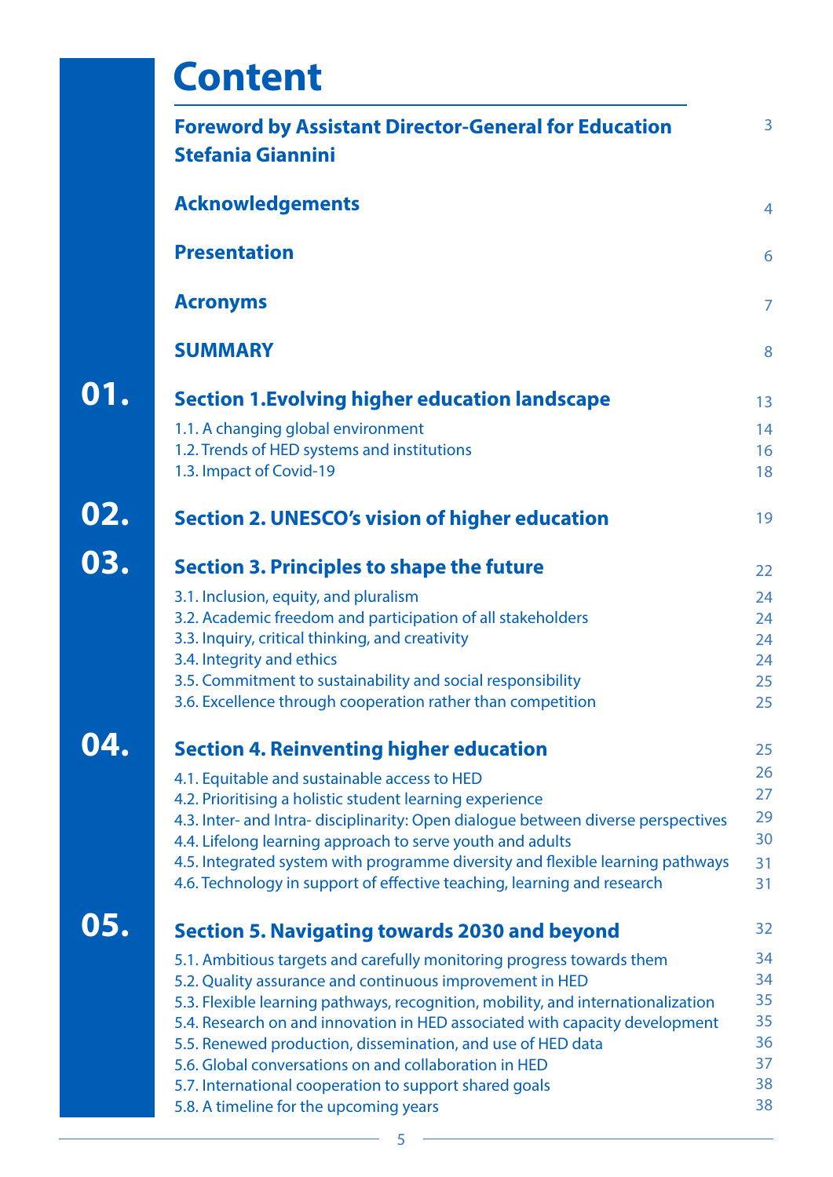# Content

| | | |
|---|---|---|
| | **Foreword by Assistant Director-General for Education Stefania Giannini** | 3 |
| | **Acknowledgements** | 4 |
| | **Presentation** | 6 |
| | **Acronyms** | 7 |
| | **SUMMARY** | 8 |
| **01.** | **Section 1.Evolving higher education landscape** | 13 |
| | 1.1. A changing global environment | 14 |
| | 1.2. Trends of HED systems and institutions | 16 |
| | 1.3. Impact of Covid-19 | 18 |
| **02.** | **Section 2. UNESCO's vision of higher education** | 19 |
| **03.** | **Section 3. Principles to shape the future** | 22 |
| | 3.1. Inclusion, equity, and pluralism | 24 |
| | 3.2. Academic freedom and participation of all stakeholders | 24 |
| | 3.3. Inquiry, critical thinking, and creativity | 24 |
| | 3.4. Integrity and ethics | 24 |
| | 3.5. Commitment to sustainability and social responsibility | 25 |
| | 3.6. Excellence through cooperation rather than competition | 25 |
| **04.** | **Section 4. Reinventing higher education** | 25 |
| | 4.1. Equitable and sustainable access to HED | 26 |
| | 4.2. Prioritising a holistic student learning experience | 27 |
| | 4.3. Inter- and Intra- disciplinarity: Open dialogue between diverse perspectives | 29 |
| | 4.4. Lifelong learning approach to serve youth and adults | 30 |
| | 4.5. Integrated system with programme diversity and flexible learning pathways | 31 |
| | 4.6. Technology in support of effective teaching, learning and research | 31 |
| **05.** | **Section 5. Navigating towards 2030 and beyond** | 32 |
| | 5.1. Ambitious targets and carefully monitoring progress towards them | 34 |
| | 5.2. Quality assurance and continuous improvement in HED | 34 |
| | 5.3. Flexible learning pathways, recognition, mobility, and internationalization | 35 |
| | 5.4. Research on and innovation in HED associated with capacity development | 35 |
| | 5.5. Renewed production, dissemination, and use of HED data | 36 |
| | 5.6. Global conversations on and collaboration in HED | 37 |
| | 5.7. International cooperation to support shared goals | 38 |
| | 5.8. A timeline for the upcoming years | 38 |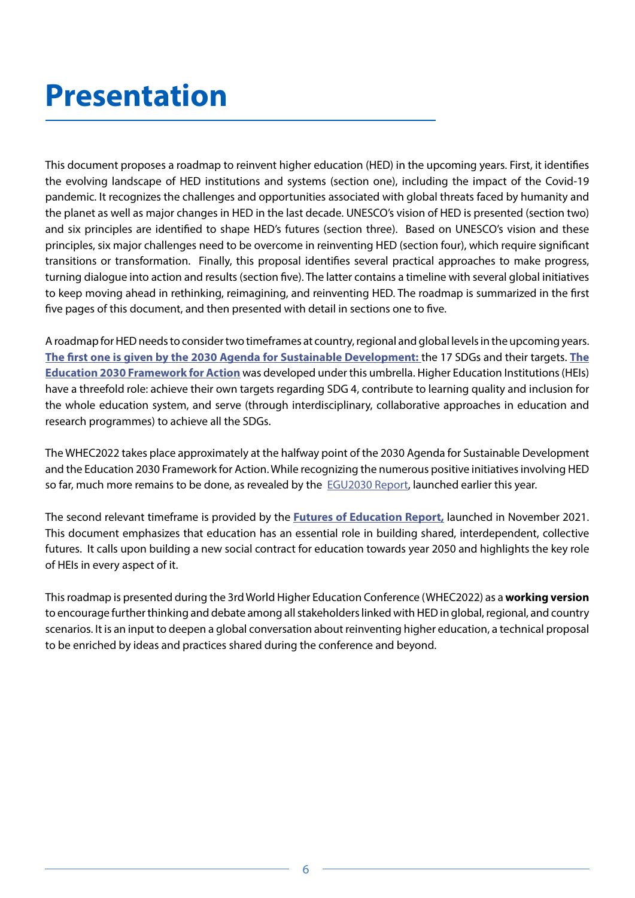# Presentation

This document proposes a roadmap to reinvent higher education (HED) in the upcoming years. First, it identifies the evolving landscape of HED institutions and systems (section one), including the impact of the Covid-19 pandemic. It recognizes the challenges and opportunities associated with global threats faced by humanity and the planet as well as major changes in HED in the last decade. UNESCO's vision of HED is presented (section two) and six principles are identified to shape HED's futures (section three). Based on UNESCO's vision and these principles, six major challenges need to be overcome in reinventing HED (section four), which require significant transitions or transformation. Finally, this proposal identifies several practical approaches to make progress, turning dialogue into action and results (section five). The latter contains a timeline with several global initiatives to keep moving ahead in rethinking, reimagining, and reinventing HED. The roadmap is summarized in the first five pages of this document, and then presented with detail in sections one to five.

A roadmap for HED needs to consider two timeframes at country, regional and global levels in the upcoming years. **The first one is given by the 2030 Agenda for Sustainable Development:** the 17 SDGs and their targets. **The Education 2030 Framework for Action** was developed under this umbrella. Higher Education Institutions (HEIs) have a threefold role: achieve their own targets regarding SDG 4, contribute to learning quality and inclusion for the whole education system, and serve (through interdisciplinary, collaborative approaches in education and research programmes) to achieve all the SDGs.

The WHEC2022 takes place approximately at the halfway point of the 2030 Agenda for Sustainable Development and the Education 2030 Framework for Action. While recognizing the numerous positive initiatives involving HED so far, much more remains to be done, as revealed by the EGU2030 Report, launched earlier this year.

The second relevant timeframe is provided by the **Futures of Education Report,** launched in November 2021. This document emphasizes that education has an essential role in building shared, interdependent, collective futures. It calls upon building a new social contract for education towards year 2050 and highlights the key role of HEIs in every aspect of it.

This roadmap is presented during the 3rd World Higher Education Conference (WHEC2022) as a **working version** to encourage further thinking and debate among all stakeholders linked with HED in global, regional, and country scenarios. It is an input to deepen a global conversation about reinventing higher education, a technical proposal to be enriched by ideas and practices shared during the conference and beyond.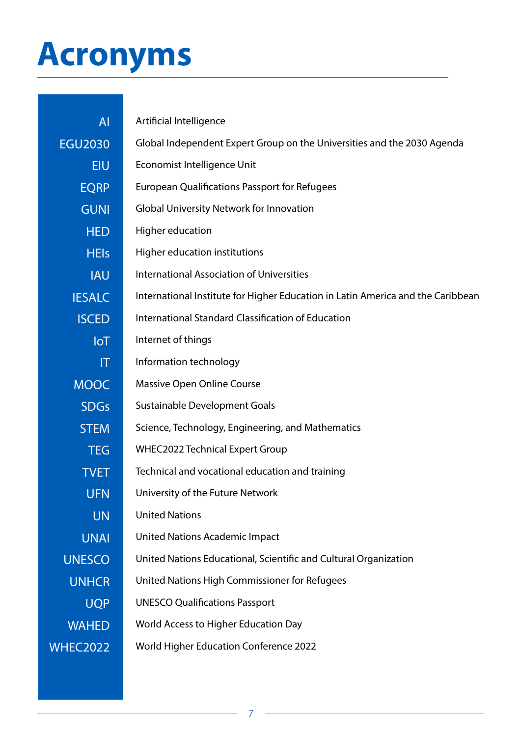# Acronyms

| | |
|---|---|
| AI | Artificial Intelligence |
| EGU2030 | Global Independent Expert Group on the Universities and the 2030 Agenda |
| EIU | Economist Intelligence Unit |
| EQRP | European Qualifications Passport for Refugees |
| GUNI | Global University Network for Innovation |
| HED | Higher education |
| HEIs | Higher education institutions |
| IAU | International Association of Universities |
| IESALC | International Institute for Higher Education in Latin America and the Caribbean |
| ISCED | International Standard Classification of Education |
| IoT | Internet of things |
| IT | Information technology |
| MOOC | Massive Open Online Course |
| SDGs | Sustainable Development Goals |
| STEM | Science, Technology, Engineering, and Mathematics |
| TEG | WHEC2022 Technical Expert Group |
| TVET | Technical and vocational education and training |
| UFN | University of the Future Network |
| UN | United Nations |
| UNAI | United Nations Academic Impact |
| UNESCO | United Nations Educational, Scientific and Cultural Organization |
| UNHCR | United Nations High Commissioner for Refugees |
| UQP | UNESCO Qualifications Passport |
| WAHED | World Access to Higher Education Day |
| WHEC2022 | World Higher Education Conference 2022 |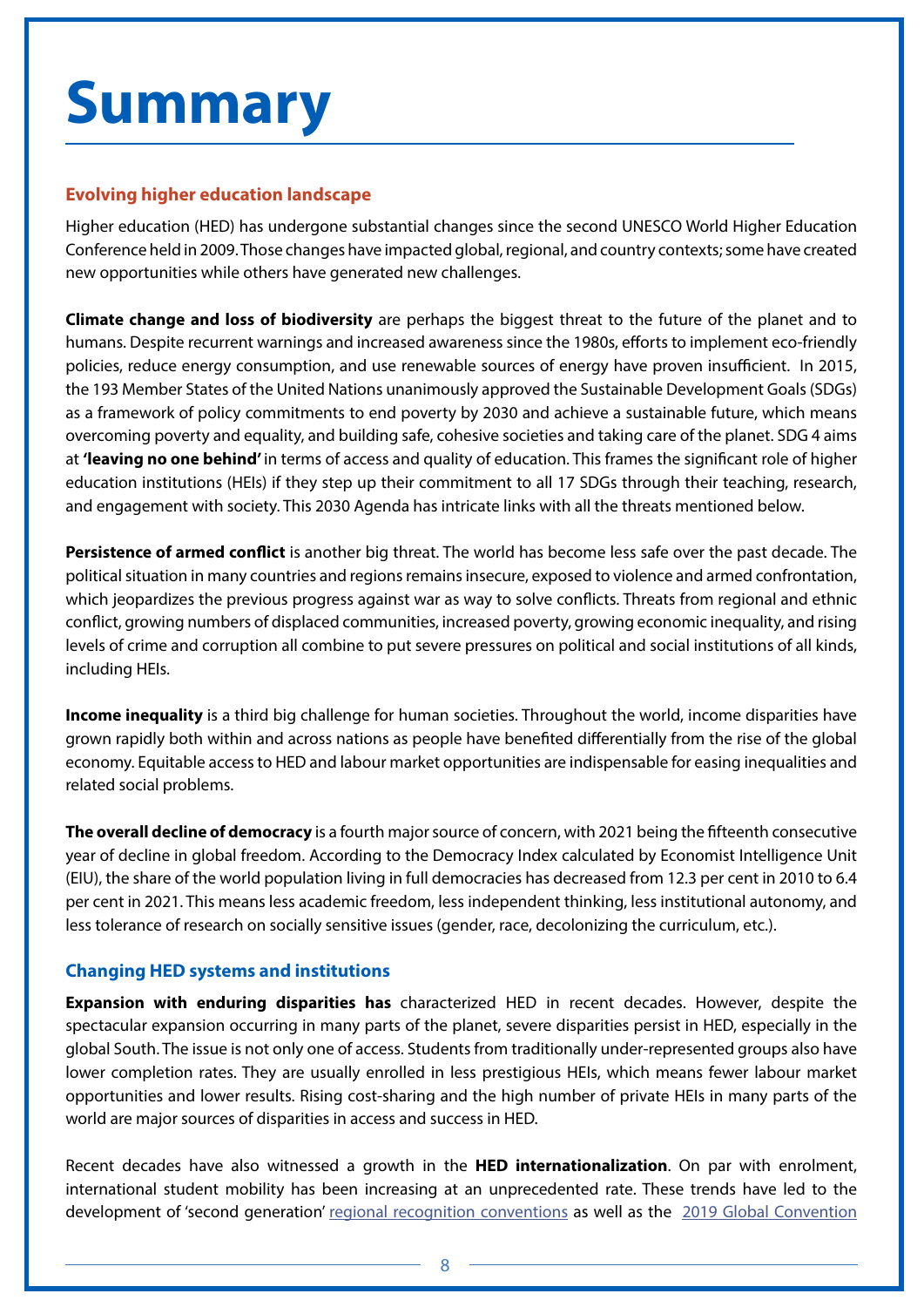# Summary

### Evolving higher education landscape

Higher education (HED) has undergone substantial changes since the second UNESCO World Higher Education Conference held in 2009. Those changes have impacted global, regional, and country contexts; some have created new opportunities while others have generated new challenges.

**Climate change and loss of biodiversity** are perhaps the biggest threat to the future of the planet and to humans. Despite recurrent warnings and increased awareness since the 1980s, efforts to implement eco-friendly policies, reduce energy consumption, and use renewable sources of energy have proven insufficient. In 2015, the 193 Member States of the United Nations unanimously approved the Sustainable Development Goals (SDGs) as a framework of policy commitments to end poverty by 2030 and achieve a sustainable future, which means overcoming poverty and equality, and building safe, cohesive societies and taking care of the planet. SDG 4 aims at **'leaving no one behind'** in terms of access and quality of education. This frames the significant role of higher education institutions (HEIs) if they step up their commitment to all 17 SDGs through their teaching, research, and engagement with society. This 2030 Agenda has intricate links with all the threats mentioned below.

**Persistence of armed conflict** is another big threat. The world has become less safe over the past decade. The political situation in many countries and regions remains insecure, exposed to violence and armed confrontation, which jeopardizes the previous progress against war as way to solve conflicts. Threats from regional and ethnic conflict, growing numbers of displaced communities, increased poverty, growing economic inequality, and rising levels of crime and corruption all combine to put severe pressures on political and social institutions of all kinds, including HEIs.

**Income inequality** is a third big challenge for human societies. Throughout the world, income disparities have grown rapidly both within and across nations as people have benefited differentially from the rise of the global economy. Equitable access to HED and labour market opportunities are indispensable for easing inequalities and related social problems.

**The overall decline of democracy** is a fourth major source of concern, with 2021 being the fifteenth consecutive year of decline in global freedom. According to the Democracy Index calculated by Economist Intelligence Unit (EIU), the share of the world population living in full democracies has decreased from 12.3 per cent in 2010 to 6.4 per cent in 2021. This means less academic freedom, less independent thinking, less institutional autonomy, and less tolerance of research on socially sensitive issues (gender, race, decolonizing the curriculum, etc.).

### Changing HED systems and institutions

**Expansion with enduring disparities has** characterized HED in recent decades. However, despite the spectacular expansion occurring in many parts of the planet, severe disparities persist in HED, especially in the global South. The issue is not only one of access. Students from traditionally under-represented groups also have lower completion rates. They are usually enrolled in less prestigious HEIs, which means fewer labour market opportunities and lower results. Rising cost-sharing and the high number of private HEIs in many parts of the world are major sources of disparities in access and success in HED.

Recent decades have also witnessed a growth in the **HED internationalization**. On par with enrolment, international student mobility has been increasing at an unprecedented rate. These trends have led to the development of 'second generation' regional recognition conventions as well as the 2019 Global Convention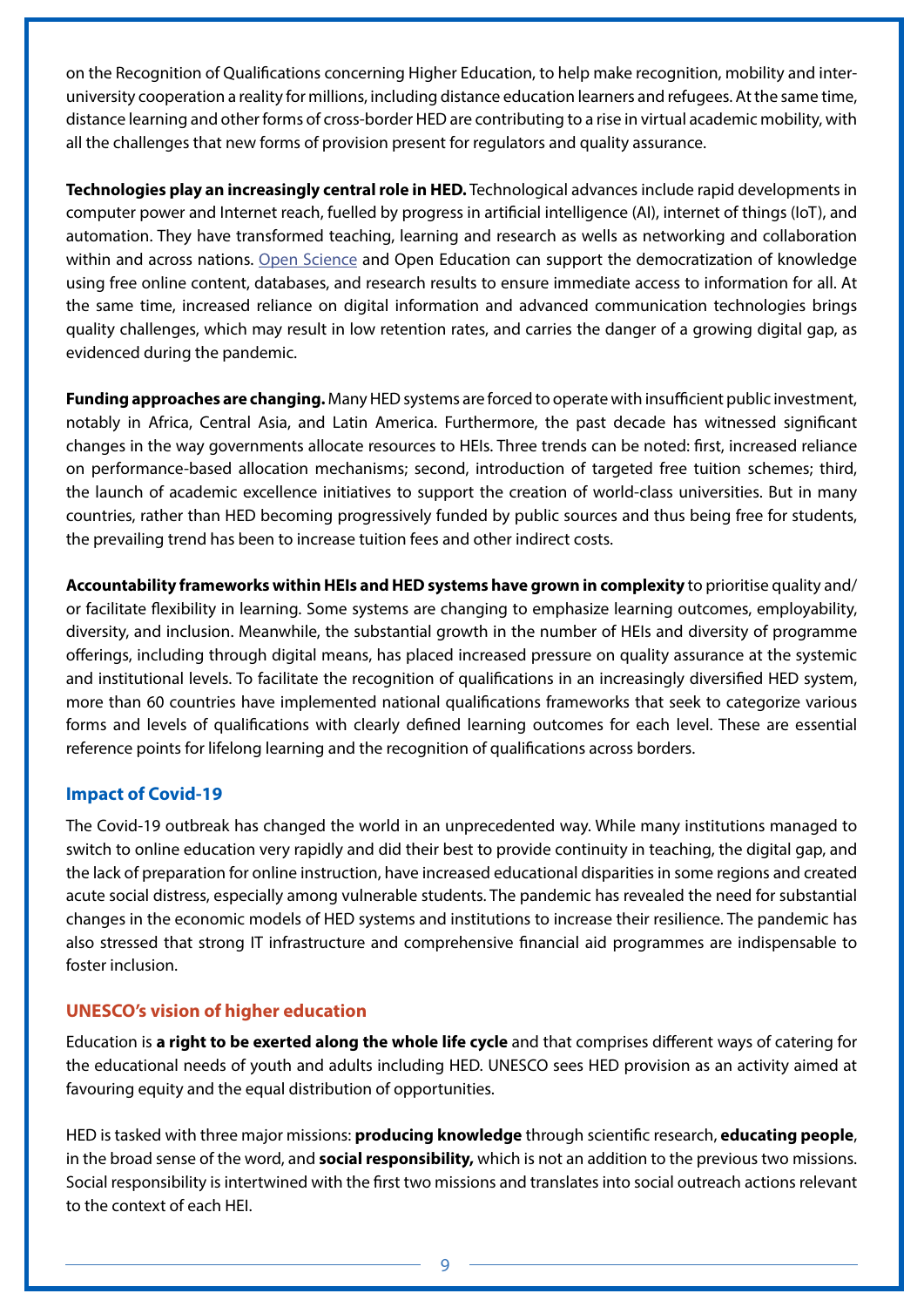on the Recognition of Qualifications concerning Higher Education, to help make recognition, mobility and inter-university cooperation a reality for millions, including distance education learners and refugees. At the same time, distance learning and other forms of cross-border HED are contributing to a rise in virtual academic mobility, with all the challenges that new forms of provision present for regulators and quality assurance.

**Technologies play an increasingly central role in HED.** Technological advances include rapid developments in computer power and Internet reach, fuelled by progress in artificial intelligence (AI), internet of things (IoT), and automation. They have transformed teaching, learning and research as wells as networking and collaboration within and across nations. Open Science and Open Education can support the democratization of knowledge using free online content, databases, and research results to ensure immediate access to information for all. At the same time, increased reliance on digital information and advanced communication technologies brings quality challenges, which may result in low retention rates, and carries the danger of a growing digital gap, as evidenced during the pandemic.

**Funding approaches are changing.** Many HED systems are forced to operate with insufficient public investment, notably in Africa, Central Asia, and Latin America. Furthermore, the past decade has witnessed significant changes in the way governments allocate resources to HEIs. Three trends can be noted: first, increased reliance on performance-based allocation mechanisms; second, introduction of targeted free tuition schemes; third, the launch of academic excellence initiatives to support the creation of world-class universities. But in many countries, rather than HED becoming progressively funded by public sources and thus being free for students, the prevailing trend has been to increase tuition fees and other indirect costs.

**Accountability frameworks within HEIs and HED systems have grown in complexity** to prioritise quality and/or facilitate flexibility in learning. Some systems are changing to emphasize learning outcomes, employability, diversity, and inclusion. Meanwhile, the substantial growth in the number of HEIs and diversity of programme offerings, including through digital means, has placed increased pressure on quality assurance at the systemic and institutional levels. To facilitate the recognition of qualifications in an increasingly diversified HED system, more than 60 countries have implemented national qualifications frameworks that seek to categorize various forms and levels of qualifications with clearly defined learning outcomes for each level. These are essential reference points for lifelong learning and the recognition of qualifications across borders.

### Impact of Covid-19

The Covid-19 outbreak has changed the world in an unprecedented way. While many institutions managed to switch to online education very rapidly and did their best to provide continuity in teaching, the digital gap, and the lack of preparation for online instruction, have increased educational disparities in some regions and created acute social distress, especially among vulnerable students. The pandemic has revealed the need for substantial changes in the economic models of HED systems and institutions to increase their resilience. The pandemic has also stressed that strong IT infrastructure and comprehensive financial aid programmes are indispensable to foster inclusion.

## UNESCO's vision of higher education

Education is **a right to be exerted along the whole life cycle** and that comprises different ways of catering for the educational needs of youth and adults including HED. UNESCO sees HED provision as an activity aimed at favouring equity and the equal distribution of opportunities.

HED is tasked with three major missions: **producing knowledge** through scientific research, **educating people**, in the broad sense of the word, and **social responsibility,** which is not an addition to the previous two missions. Social responsibility is intertwined with the first two missions and translates into social outreach actions relevant to the context of each HEI.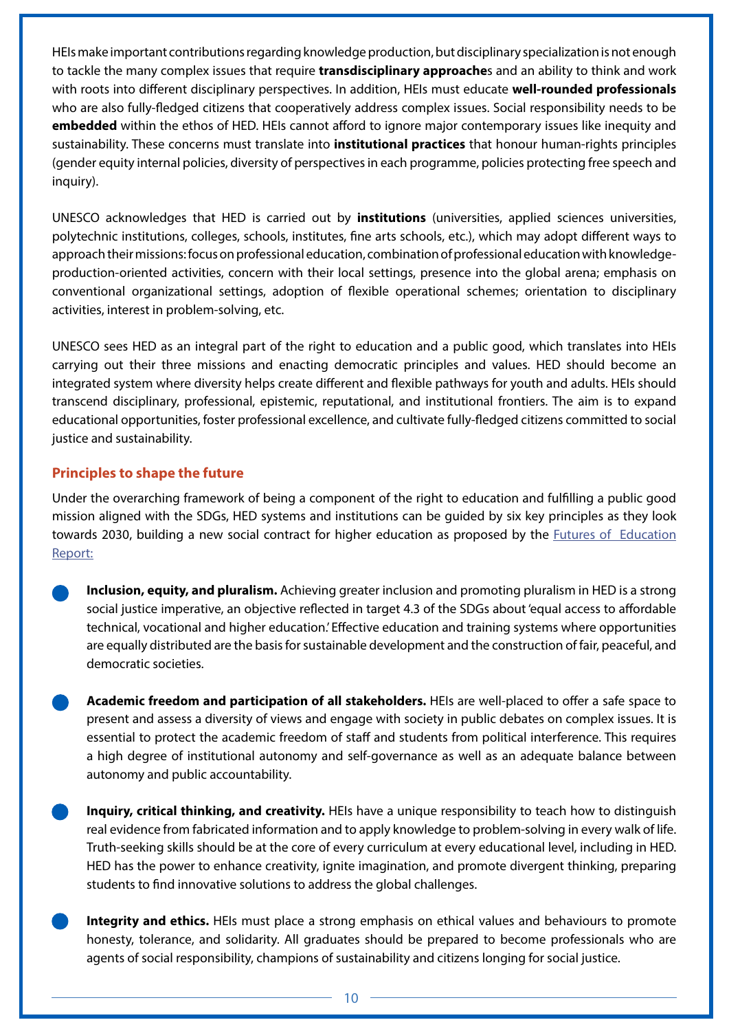HEIs make important contributions regarding knowledge production, but disciplinary specialization is not enough to tackle the many complex issues that require **transdisciplinary approache**s and an ability to think and work with roots into different disciplinary perspectives. In addition, HEIs must educate **well-rounded professionals** who are also fully-fledged citizens that cooperatively address complex issues. Social responsibility needs to be **embedded** within the ethos of HED. HEIs cannot afford to ignore major contemporary issues like inequity and sustainability. These concerns must translate into **institutional practices** that honour human-rights principles (gender equity internal policies, diversity of perspectives in each programme, policies protecting free speech and inquiry).

UNESCO acknowledges that HED is carried out by **institutions** (universities, applied sciences universities, polytechnic institutions, colleges, schools, institutes, fine arts schools, etc.), which may adopt different ways to approach their missions: focus on professional education, combination of professional education with knowledge-production-oriented activities, concern with their local settings, presence into the global arena; emphasis on conventional organizational settings, adoption of flexible operational schemes; orientation to disciplinary activities, interest in problem-solving, etc.

UNESCO sees HED as an integral part of the right to education and a public good, which translates into HEIs carrying out their three missions and enacting democratic principles and values. HED should become an integrated system where diversity helps create different and flexible pathways for youth and adults. HEIs should transcend disciplinary, professional, epistemic, reputational, and institutional frontiers. The aim is to expand educational opportunities, foster professional excellence, and cultivate fully-fledged citizens committed to social justice and sustainability.

## Principles to shape the future

Under the overarching framework of being a component of the right to education and fulfilling a public good mission aligned with the SDGs, HED systems and institutions can be guided by six key principles as they look towards 2030, building a new social contract for higher education as proposed by the Futures of Education Report:

- **Inclusion, equity, and pluralism.** Achieving greater inclusion and promoting pluralism in HED is a strong social justice imperative, an objective reflected in target 4.3 of the SDGs about 'equal access to affordable technical, vocational and higher education.' Effective education and training systems where opportunities are equally distributed are the basis for sustainable development and the construction of fair, peaceful, and democratic societies.

- **Academic freedom and participation of all stakeholders.** HEIs are well-placed to offer a safe space to present and assess a diversity of views and engage with society in public debates on complex issues. It is essential to protect the academic freedom of staff and students from political interference. This requires a high degree of institutional autonomy and self-governance as well as an adequate balance between autonomy and public accountability.

- **Inquiry, critical thinking, and creativity.** HEIs have a unique responsibility to teach how to distinguish real evidence from fabricated information and to apply knowledge to problem-solving in every walk of life. Truth-seeking skills should be at the core of every curriculum at every educational level, including in HED. HED has the power to enhance creativity, ignite imagination, and promote divergent thinking, preparing students to find innovative solutions to address the global challenges.

- **Integrity and ethics.** HEIs must place a strong emphasis on ethical values and behaviours to promote honesty, tolerance, and solidarity. All graduates should be prepared to become professionals who are agents of social responsibility, champions of sustainability and citizens longing for social justice.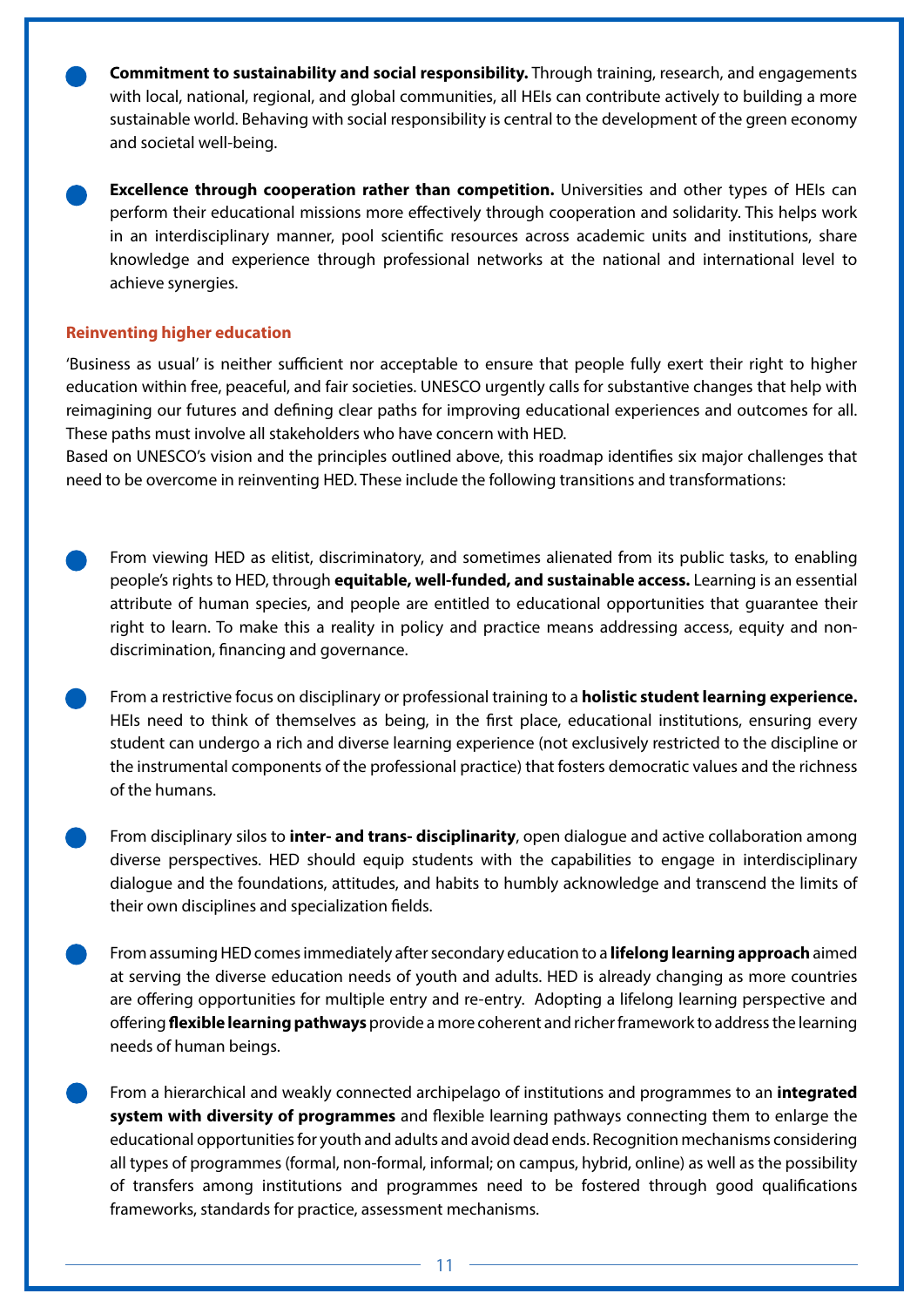- **Commitment to sustainability and social responsibility.** Through training, research, and engagements with local, national, regional, and global communities, all HEIs can contribute actively to building a more sustainable world. Behaving with social responsibility is central to the development of the green economy and societal well-being.

- **Excellence through cooperation rather than competition.** Universities and other types of HEIs can perform their educational missions more effectively through cooperation and solidarity. This helps work in an interdisciplinary manner, pool scientific resources across academic units and institutions, share knowledge and experience through professional networks at the national and international level to achieve synergies.

### Reinventing higher education

'Business as usual' is neither sufficient nor acceptable to ensure that people fully exert their right to higher education within free, peaceful, and fair societies. UNESCO urgently calls for substantive changes that help with reimagining our futures and defining clear paths for improving educational experiences and outcomes for all. These paths must involve all stakeholders who have concern with HED.

Based on UNESCO's vision and the principles outlined above, this roadmap identifies six major challenges that need to be overcome in reinventing HED. These include the following transitions and transformations:

- From viewing HED as elitist, discriminatory, and sometimes alienated from its public tasks, to enabling people's rights to HED, through **equitable, well-funded, and sustainable access.** Learning is an essential attribute of human species, and people are entitled to educational opportunities that guarantee their right to learn. To make this a reality in policy and practice means addressing access, equity and non-discrimination, financing and governance.

- From a restrictive focus on disciplinary or professional training to a **holistic student learning experience.** HEIs need to think of themselves as being, in the first place, educational institutions, ensuring every student can undergo a rich and diverse learning experience (not exclusively restricted to the discipline or the instrumental components of the professional practice) that fosters democratic values and the richness of the humans.

- From disciplinary silos to **inter- and trans- disciplinarity**, open dialogue and active collaboration among diverse perspectives. HED should equip students with the capabilities to engage in interdisciplinary dialogue and the foundations, attitudes, and habits to humbly acknowledge and transcend the limits of their own disciplines and specialization fields.

- From assuming HED comes immediately after secondary education to a **lifelong learning approach** aimed at serving the diverse education needs of youth and adults. HED is already changing as more countries are offering opportunities for multiple entry and re-entry. Adopting a lifelong learning perspective and offering **flexible learning pathways** provide a more coherent and richer framework to address the learning needs of human beings.

- From a hierarchical and weakly connected archipelago of institutions and programmes to an **integrated system with diversity of programmes** and flexible learning pathways connecting them to enlarge the educational opportunities for youth and adults and avoid dead ends. Recognition mechanisms considering all types of programmes (formal, non-formal, informal; on campus, hybrid, online) as well as the possibility of transfers among institutions and programmes need to be fostered through good qualifications frameworks, standards for practice, assessment mechanisms.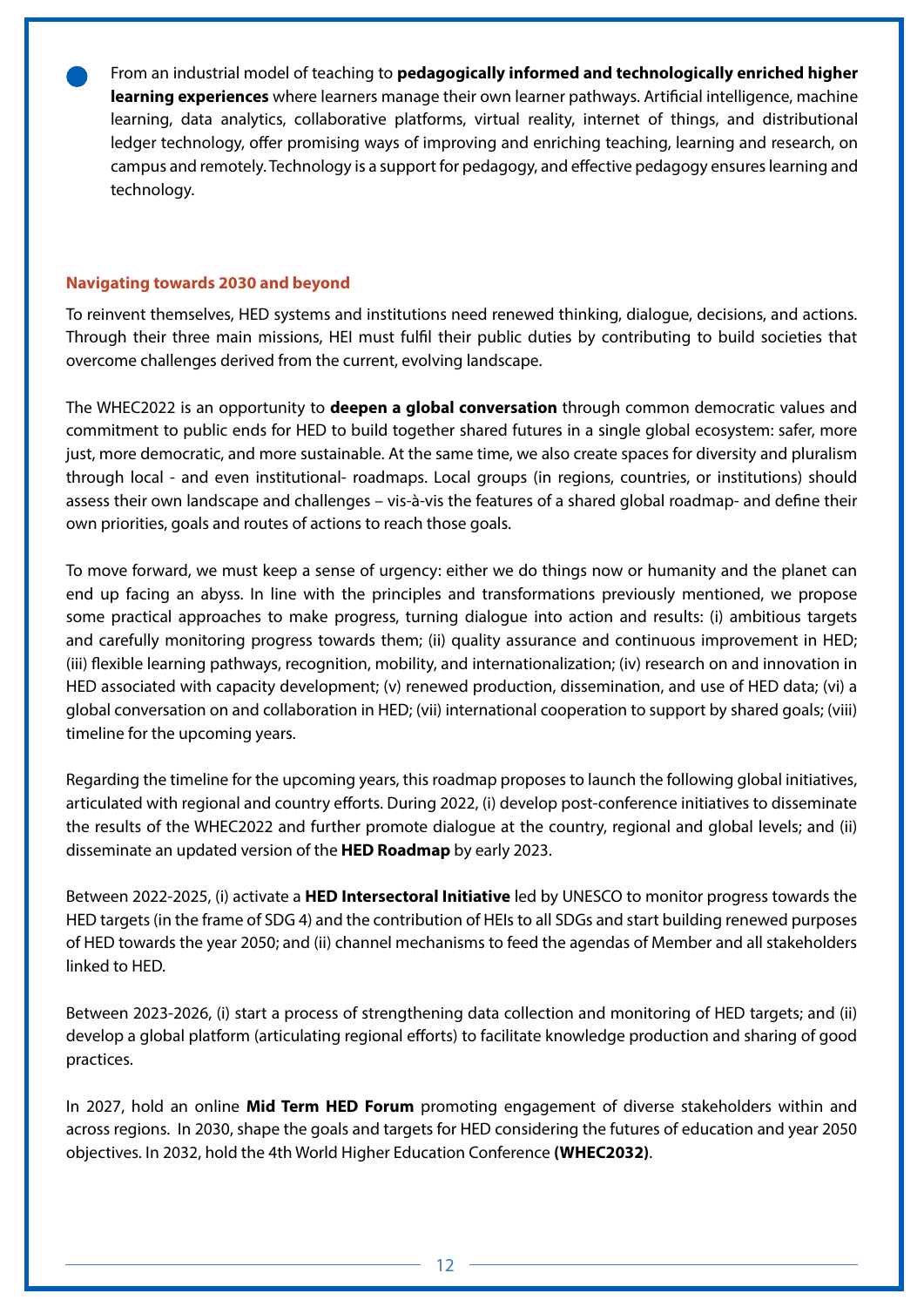- From an industrial model of teaching to **pedagogically informed and technologically enriched higher learning experiences** where learners manage their own learner pathways. Artificial intelligence, machine learning, data analytics, collaborative platforms, virtual reality, internet of things, and distributional ledger technology, offer promising ways of improving and enriching teaching, learning and research, on campus and remotely. Technology is a support for pedagogy, and effective pedagogy ensures learning and technology.

### Navigating towards 2030 and beyond

To reinvent themselves, HED systems and institutions need renewed thinking, dialogue, decisions, and actions. Through their three main missions, HEI must fulfil their public duties by contributing to build societies that overcome challenges derived from the current, evolving landscape.

The WHEC2022 is an opportunity to **deepen a global conversation** through common democratic values and commitment to public ends for HED to build together shared futures in a single global ecosystem: safer, more just, more democratic, and more sustainable. At the same time, we also create spaces for diversity and pluralism through local - and even institutional- roadmaps. Local groups (in regions, countries, or institutions) should assess their own landscape and challenges – vis-à-vis the features of a shared global roadmap- and define their own priorities, goals and routes of actions to reach those goals.

To move forward, we must keep a sense of urgency: either we do things now or humanity and the planet can end up facing an abyss. In line with the principles and transformations previously mentioned, we propose some practical approaches to make progress, turning dialogue into action and results: (i) ambitious targets and carefully monitoring progress towards them; (ii) quality assurance and continuous improvement in HED; (iii) flexible learning pathways, recognition, mobility, and internationalization; (iv) research on and innovation in HED associated with capacity development; (v) renewed production, dissemination, and use of HED data; (vi) a global conversation on and collaboration in HED; (vii) international cooperation to support by shared goals; (viii) timeline for the upcoming years.

Regarding the timeline for the upcoming years, this roadmap proposes to launch the following global initiatives, articulated with regional and country efforts. During 2022, (i) develop post-conference initiatives to disseminate the results of the WHEC2022 and further promote dialogue at the country, regional and global levels; and (ii) disseminate an updated version of the **HED Roadmap** by early 2023.

Between 2022-2025, (i) activate a **HED Intersectoral Initiative** led by UNESCO to monitor progress towards the HED targets (in the frame of SDG 4) and the contribution of HEIs to all SDGs and start building renewed purposes of HED towards the year 2050; and (ii) channel mechanisms to feed the agendas of Member and all stakeholders linked to HED.

Between 2023-2026, (i) start a process of strengthening data collection and monitoring of HED targets; and (ii) develop a global platform (articulating regional efforts) to facilitate knowledge production and sharing of good practices.

In 2027, hold an online **Mid Term HED Forum** promoting engagement of diverse stakeholders within and across regions. In 2030, shape the goals and targets for HED considering the futures of education and year 2050 objectives. In 2032, hold the 4th World Higher Education Conference **(WHEC2032)**.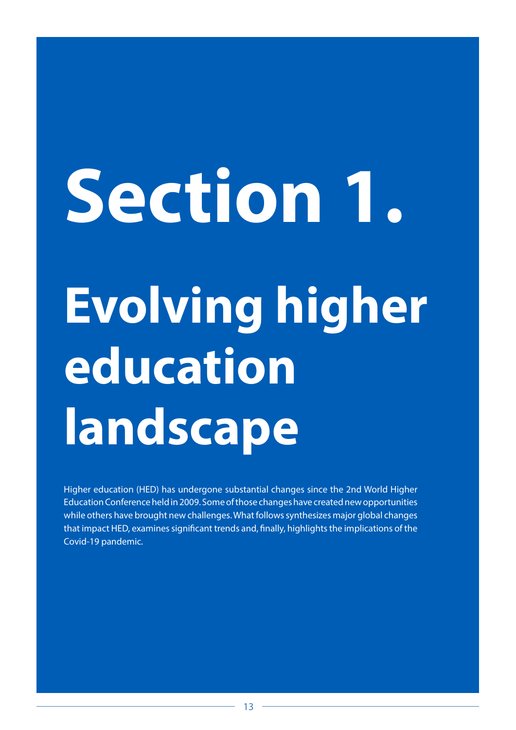# Section 1.

# Evolving higher education landscape

Higher education (HED) has undergone substantial changes since the 2nd World Higher Education Conference held in 2009. Some of those changes have created new opportunities while others have brought new challenges. What follows synthesizes major global changes that impact HED, examines significant trends and, finally, highlights the implications of the Covid-19 pandemic.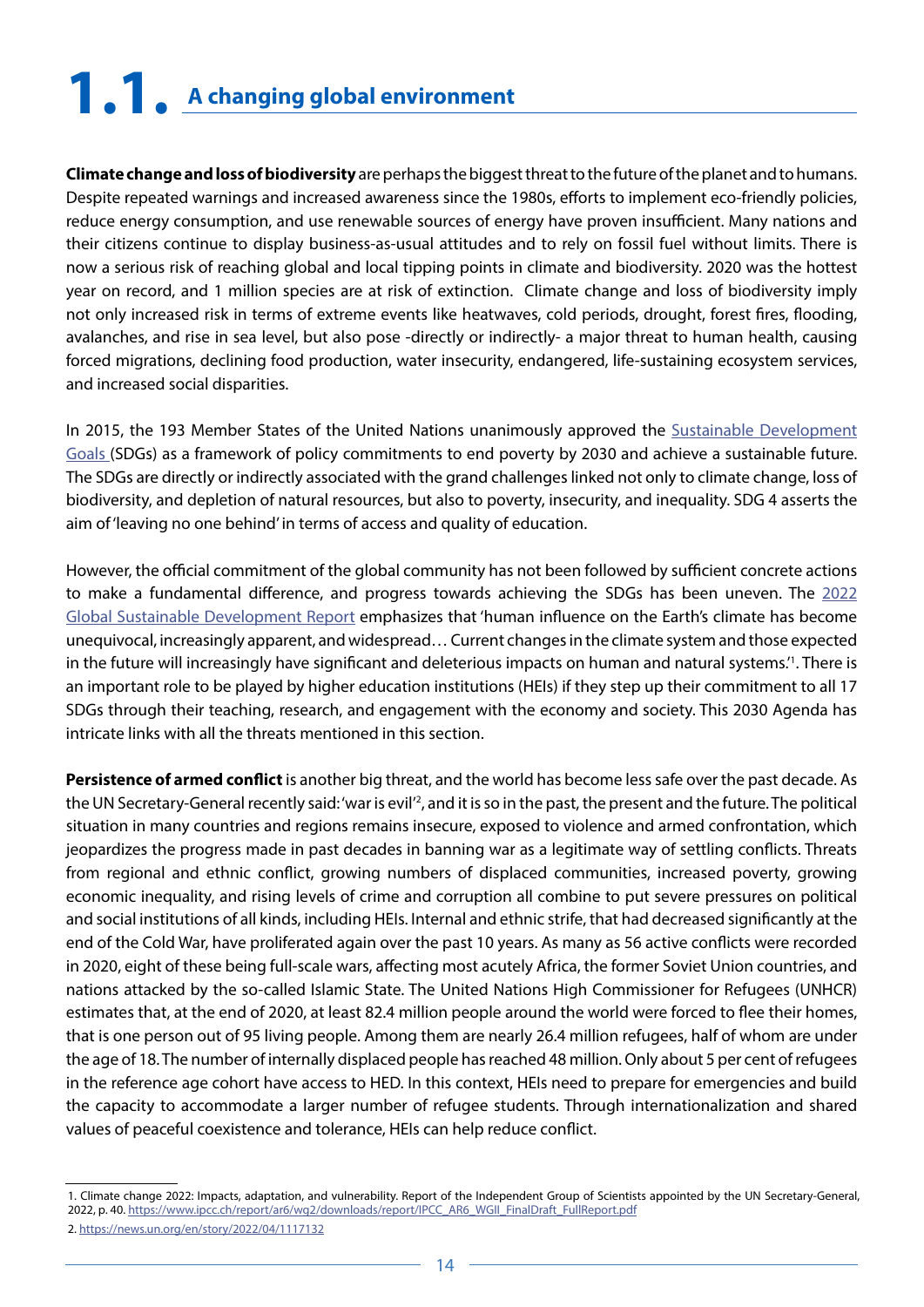# 1.1. A changing global environment

**Climate change and loss of biodiversity** are perhaps the biggest threat to the future of the planet and to humans. Despite repeated warnings and increased awareness since the 1980s, efforts to implement eco-friendly policies, reduce energy consumption, and use renewable sources of energy have proven insufficient. Many nations and their citizens continue to display business-as-usual attitudes and to rely on fossil fuel without limits. There is now a serious risk of reaching global and local tipping points in climate and biodiversity. 2020 was the hottest year on record, and 1 million species are at risk of extinction. Climate change and loss of biodiversity imply not only increased risk in terms of extreme events like heatwaves, cold periods, drought, forest fires, flooding, avalanches, and rise in sea level, but also pose -directly or indirectly- a major threat to human health, causing forced migrations, declining food production, water insecurity, endangered, life-sustaining ecosystem services, and increased social disparities.

In 2015, the 193 Member States of the United Nations unanimously approved the Sustainable Development Goals (SDGs) as a framework of policy commitments to end poverty by 2030 and achieve a sustainable future. The SDGs are directly or indirectly associated with the grand challenges linked not only to climate change, loss of biodiversity, and depletion of natural resources, but also to poverty, insecurity, and inequality. SDG 4 asserts the aim of 'leaving no one behind' in terms of access and quality of education.

However, the official commitment of the global community has not been followed by sufficient concrete actions to make a fundamental difference, and progress towards achieving the SDGs has been uneven. The 2022 Global Sustainable Development Report emphasizes that 'human influence on the Earth's climate has become unequivocal, increasingly apparent, and widespread… Current changes in the climate system and those expected in the future will increasingly have significant and deleterious impacts on human and natural systems.'[1]. There is an important role to be played by higher education institutions (HEIs) if they step up their commitment to all 17 SDGs through their teaching, research, and engagement with the economy and society. This 2030 Agenda has intricate links with all the threats mentioned in this section.

**Persistence of armed conflict** is another big threat, and the world has become less safe over the past decade. As the UN Secretary-General recently said: 'war is evil'[2], and it is so in the past, the present and the future. The political situation in many countries and regions remains insecure, exposed to violence and armed confrontation, which jeopardizes the progress made in past decades in banning war as a legitimate way of settling conflicts. Threats from regional and ethnic conflict, growing numbers of displaced communities, increased poverty, growing economic inequality, and rising levels of crime and corruption all combine to put severe pressures on political and social institutions of all kinds, including HEIs. Internal and ethnic strife, that had decreased significantly at the end of the Cold War, have proliferated again over the past 10 years. As many as 56 active conflicts were recorded in 2020, eight of these being full-scale wars, affecting most acutely Africa, the former Soviet Union countries, and nations attacked by the so-called Islamic State. The United Nations High Commissioner for Refugees (UNHCR) estimates that, at the end of 2020, at least 82.4 million people around the world were forced to flee their homes, that is one person out of 95 living people. Among them are nearly 26.4 million refugees, half of whom are under the age of 18. The number of internally displaced people has reached 48 million. Only about 5 per cent of refugees in the reference age cohort have access to HED. In this context, HEIs need to prepare for emergencies and build the capacity to accommodate a larger number of refugee students. Through internationalization and shared values of peaceful coexistence and tolerance, HEIs can help reduce conflict.

---

1. Climate change 2022: Impacts, adaptation, and vulnerability. Report of the Independent Group of Scientists appointed by the UN Secretary-General, 2022, p. 40. https://www.ipcc.ch/report/ar6/wg2/downloads/report/IPCC_AR6_WGII_FinalDraft_FullReport.pdf

2. https://news.un.org/en/story/2022/04/1117132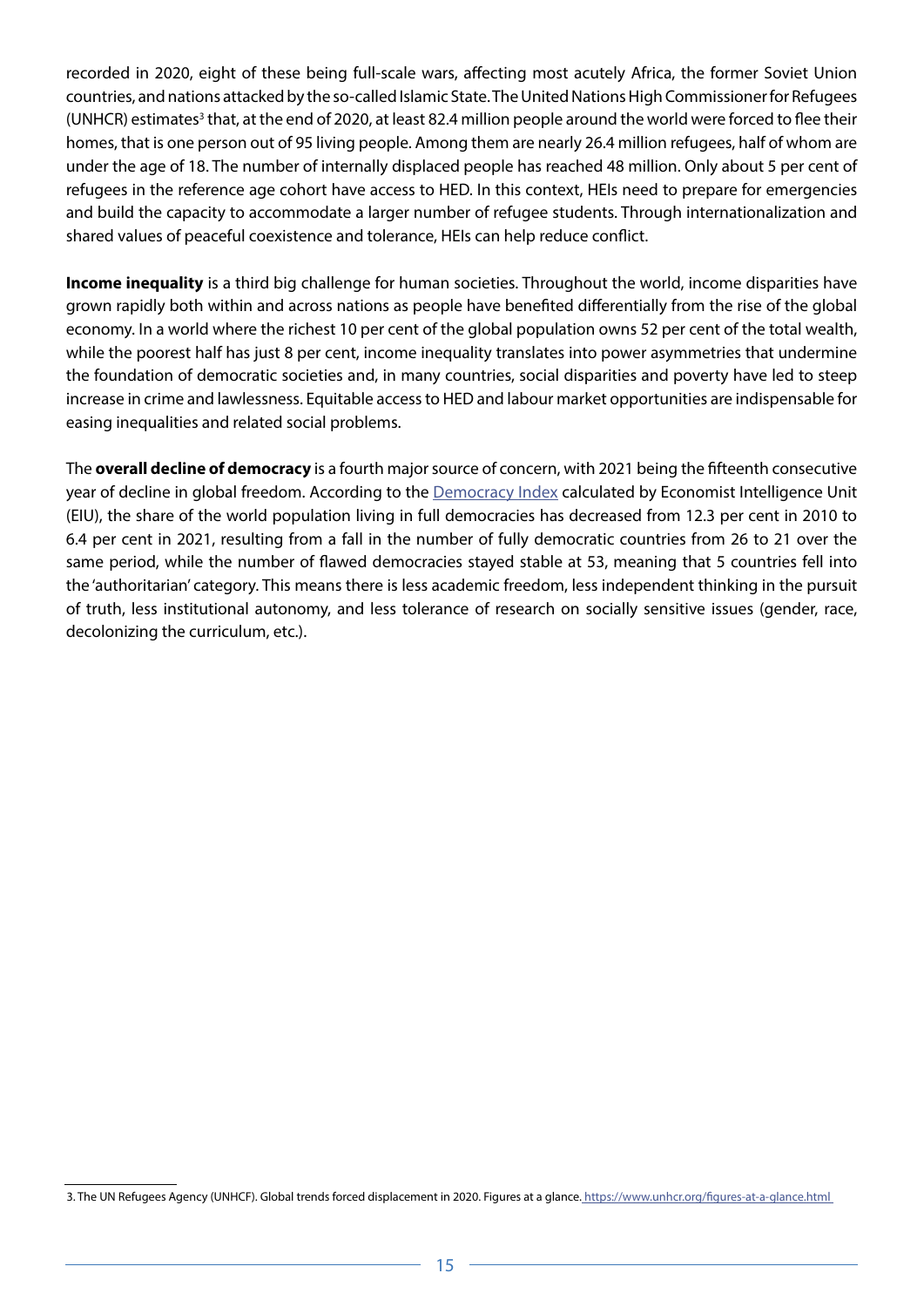recorded in 2020, eight of these being full-scale wars, affecting most acutely Africa, the former Soviet Union countries, and nations attacked by the so-called Islamic State. The United Nations High Commissioner for Refugees (UNHCR) estimates[3] that, at the end of 2020, at least 82.4 million people around the world were forced to flee their homes, that is one person out of 95 living people. Among them are nearly 26.4 million refugees, half of whom are under the age of 18. The number of internally displaced people has reached 48 million. Only about 5 per cent of refugees in the reference age cohort have access to HED. In this context, HEIs need to prepare for emergencies and build the capacity to accommodate a larger number of refugee students. Through internationalization and shared values of peaceful coexistence and tolerance, HEIs can help reduce conflict.

**Income inequality** is a third big challenge for human societies. Throughout the world, income disparities have grown rapidly both within and across nations as people have benefited differentially from the rise of the global economy. In a world where the richest 10 per cent of the global population owns 52 per cent of the total wealth, while the poorest half has just 8 per cent, income inequality translates into power asymmetries that undermine the foundation of democratic societies and, in many countries, social disparities and poverty have led to steep increase in crime and lawlessness. Equitable access to HED and labour market opportunities are indispensable for easing inequalities and related social problems.

The **overall decline of democracy** is a fourth major source of concern, with 2021 being the fifteenth consecutive year of decline in global freedom. According to the Democracy Index calculated by Economist Intelligence Unit (EIU), the share of the world population living in full democracies has decreased from 12.3 per cent in 2010 to 6.4 per cent in 2021, resulting from a fall in the number of fully democratic countries from 26 to 21 over the same period, while the number of flawed democracies stayed stable at 53, meaning that 5 countries fell into the 'authoritarian' category. This means there is less academic freedom, less independent thinking in the pursuit of truth, less institutional autonomy, and less tolerance of research on socially sensitive issues (gender, race, decolonizing the curriculum, etc.).

3. The UN Refugees Agency (UNHCF). Global trends forced displacement in 2020. Figures at a glance. https://www.unhcr.org/figures-at-a-glance.html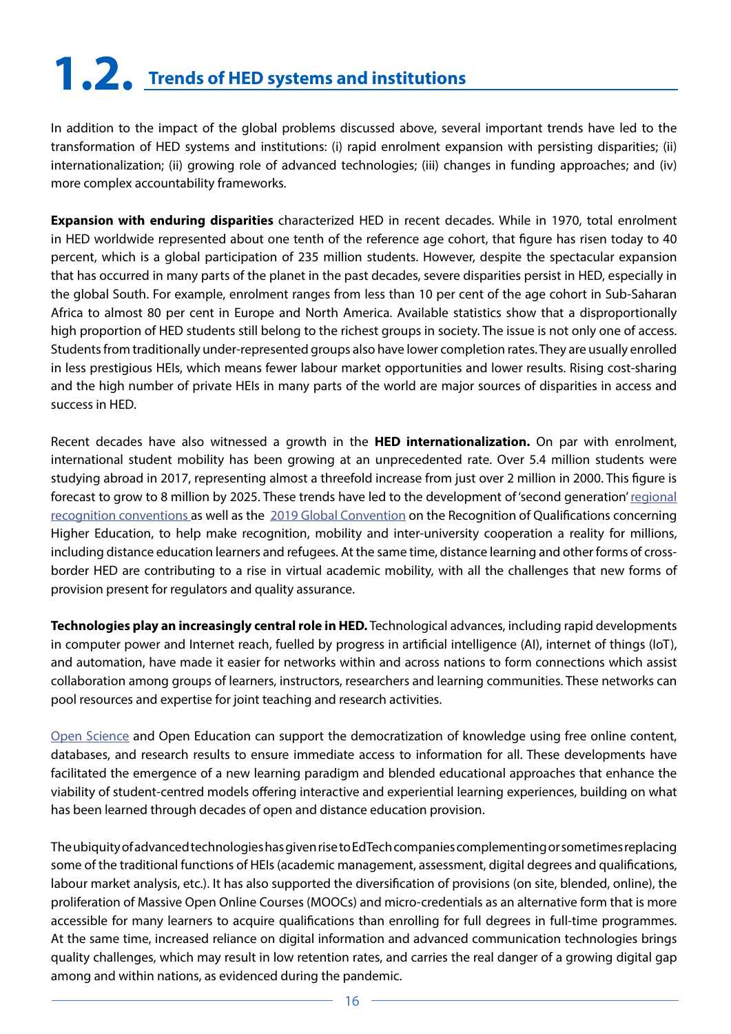# 1.2. Trends of HED systems and institutions

In addition to the impact of the global problems discussed above, several important trends have led to the transformation of HED systems and institutions: (i) rapid enrolment expansion with persisting disparities; (ii) internationalization; (ii) growing role of advanced technologies; (iii) changes in funding approaches; and (iv) more complex accountability frameworks.

**Expansion with enduring disparities** characterized HED in recent decades. While in 1970, total enrolment in HED worldwide represented about one tenth of the reference age cohort, that figure has risen today to 40 percent, which is a global participation of 235 million students. However, despite the spectacular expansion that has occurred in many parts of the planet in the past decades, severe disparities persist in HED, especially in the global South. For example, enrolment ranges from less than 10 per cent of the age cohort in Sub-Saharan Africa to almost 80 per cent in Europe and North America. Available statistics show that a disproportionally high proportion of HED students still belong to the richest groups in society. The issue is not only one of access. Students from traditionally under-represented groups also have lower completion rates. They are usually enrolled in less prestigious HEIs, which means fewer labour market opportunities and lower results. Rising cost-sharing and the high number of private HEIs in many parts of the world are major sources of disparities in access and success in HED.

Recent decades have also witnessed a growth in the **HED internationalization.** On par with enrolment, international student mobility has been growing at an unprecedented rate. Over 5.4 million students were studying abroad in 2017, representing almost a threefold increase from just over 2 million in 2000. This figure is forecast to grow to 8 million by 2025. These trends have led to the development of 'second generation' regional recognition conventions as well as the 2019 Global Convention on the Recognition of Qualifications concerning Higher Education, to help make recognition, mobility and inter-university cooperation a reality for millions, including distance education learners and refugees. At the same time, distance learning and other forms of cross-border HED are contributing to a rise in virtual academic mobility, with all the challenges that new forms of provision present for regulators and quality assurance.

**Technologies play an increasingly central role in HED.** Technological advances, including rapid developments in computer power and Internet reach, fuelled by progress in artificial intelligence (AI), internet of things (IoT), and automation, have made it easier for networks within and across nations to form connections which assist collaboration among groups of learners, instructors, researchers and learning communities. These networks can pool resources and expertise for joint teaching and research activities.

Open Science and Open Education can support the democratization of knowledge using free online content, databases, and research results to ensure immediate access to information for all. These developments have facilitated the emergence of a new learning paradigm and blended educational approaches that enhance the viability of student-centred models offering interactive and experiential learning experiences, building on what has been learned through decades of open and distance education provision.

The ubiquity of advanced technologies has given rise to EdTech companies complementing or sometimes replacing some of the traditional functions of HEIs (academic management, assessment, digital degrees and qualifications, labour market analysis, etc.). It has also supported the diversification of provisions (on site, blended, online), the proliferation of Massive Open Online Courses (MOOCs) and micro-credentials as an alternative form that is more accessible for many learners to acquire qualifications than enrolling for full degrees in full-time programmes. At the same time, increased reliance on digital information and advanced communication technologies brings quality challenges, which may result in low retention rates, and carries the real danger of a growing digital gap among and within nations, as evidenced during the pandemic.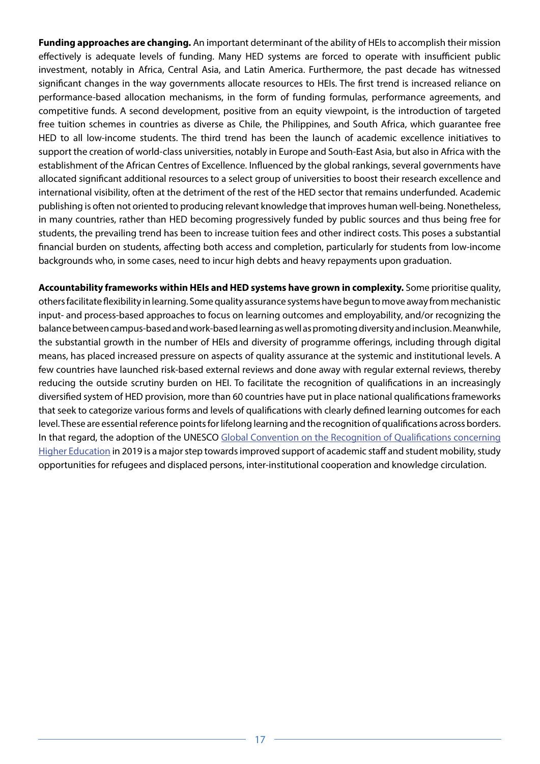**Funding approaches are changing.** An important determinant of the ability of HEIs to accomplish their mission effectively is adequate levels of funding. Many HED systems are forced to operate with insufficient public investment, notably in Africa, Central Asia, and Latin America. Furthermore, the past decade has witnessed significant changes in the way governments allocate resources to HEIs. The first trend is increased reliance on performance-based allocation mechanisms, in the form of funding formulas, performance agreements, and competitive funds. A second development, positive from an equity viewpoint, is the introduction of targeted free tuition schemes in countries as diverse as Chile, the Philippines, and South Africa, which guarantee free HED to all low-income students. The third trend has been the launch of academic excellence initiatives to support the creation of world-class universities, notably in Europe and South-East Asia, but also in Africa with the establishment of the African Centres of Excellence. Influenced by the global rankings, several governments have allocated significant additional resources to a select group of universities to boost their research excellence and international visibility, often at the detriment of the rest of the HED sector that remains underfunded. Academic publishing is often not oriented to producing relevant knowledge that improves human well-being. Nonetheless, in many countries, rather than HED becoming progressively funded by public sources and thus being free for students, the prevailing trend has been to increase tuition fees and other indirect costs. This poses a substantial financial burden on students, affecting both access and completion, particularly for students from low-income backgrounds who, in some cases, need to incur high debts and heavy repayments upon graduation.

**Accountability frameworks within HEIs and HED systems have grown in complexity.** Some prioritise quality, others facilitate flexibility in learning. Some quality assurance systems have begun to move away from mechanistic input- and process-based approaches to focus on learning outcomes and employability, and/or recognizing the balance between campus-based and work-based learning as well as promoting diversity and inclusion. Meanwhile, the substantial growth in the number of HEIs and diversity of programme offerings, including through digital means, has placed increased pressure on aspects of quality assurance at the systemic and institutional levels. A few countries have launched risk-based external reviews and done away with regular external reviews, thereby reducing the outside scrutiny burden on HEI. To facilitate the recognition of qualifications in an increasingly diversified system of HED provision, more than 60 countries have put in place national qualifications frameworks that seek to categorize various forms and levels of qualifications with clearly defined learning outcomes for each level. These are essential reference points for lifelong learning and the recognition of qualifications across borders. In that regard, the adoption of the UNESCO Global Convention on the Recognition of Qualifications concerning Higher Education in 2019 is a major step towards improved support of academic staff and student mobility, study opportunities for refugees and displaced persons, inter-institutional cooperation and knowledge circulation.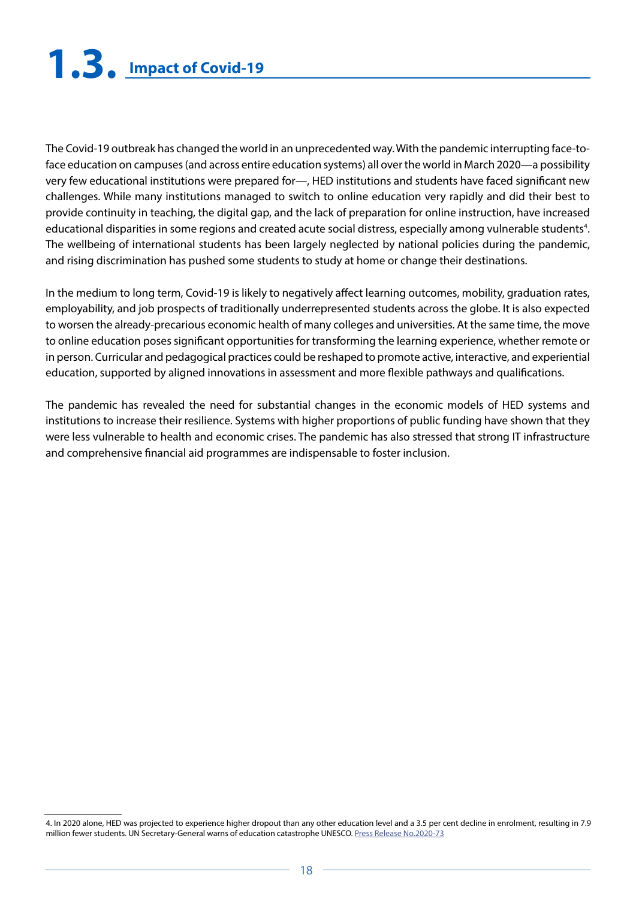## 1.3. Impact of Covid-19

The Covid-19 outbreak has changed the world in an unprecedented way. With the pandemic interrupting face-to-face education on campuses (and across entire education systems) all over the world in March 2020—a possibility very few educational institutions were prepared for—, HED institutions and students have faced significant new challenges. While many institutions managed to switch to online education very rapidly and did their best to provide continuity in teaching, the digital gap, and the lack of preparation for online instruction, have increased educational disparities in some regions and created acute social distress, especially among vulnerable students[4]. The wellbeing of international students has been largely neglected by national policies during the pandemic, and rising discrimination has pushed some students to study at home or change their destinations.

In the medium to long term, Covid-19 is likely to negatively affect learning outcomes, mobility, graduation rates, employability, and job prospects of traditionally underrepresented students across the globe. It is also expected to worsen the already-precarious economic health of many colleges and universities. At the same time, the move to online education poses significant opportunities for transforming the learning experience, whether remote or in person. Curricular and pedagogical practices could be reshaped to promote active, interactive, and experiential education, supported by aligned innovations in assessment and more flexible pathways and qualifications.

The pandemic has revealed the need for substantial changes in the economic models of HED systems and institutions to increase their resilience. Systems with higher proportions of public funding have shown that they were less vulnerable to health and economic crises. The pandemic has also stressed that strong IT infrastructure and comprehensive financial aid programmes are indispensable to foster inclusion.

---

4. In 2020 alone, HED was projected to experience higher dropout than any other education level and a 3.5 per cent decline in enrolment, resulting in 7.9 million fewer students. UN Secretary-General warns of education catastrophe UNESCO. Press Release No.2020-73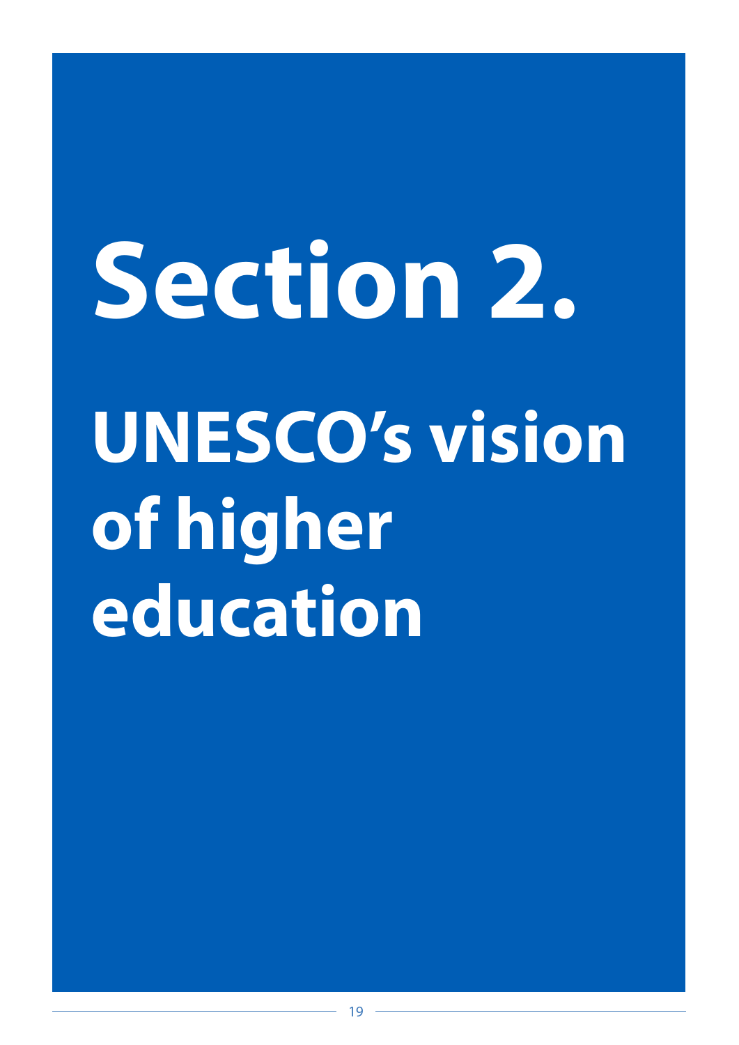# Section 2.

# UNESCO's vision of higher education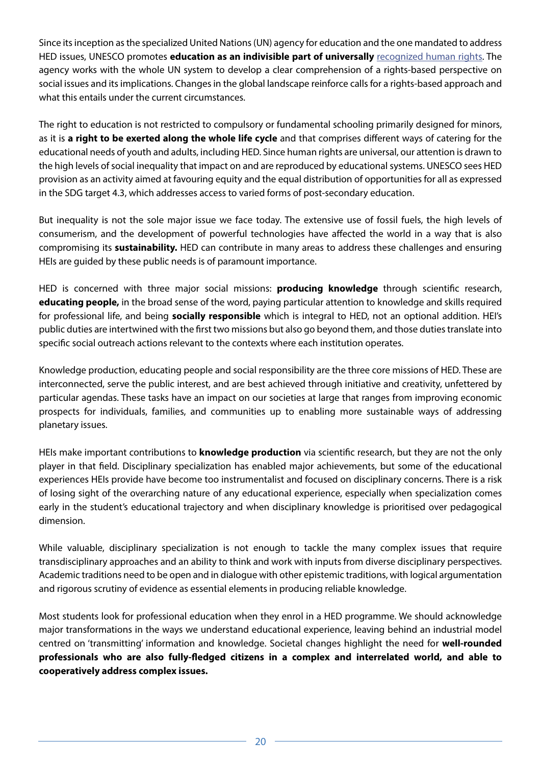Since its inception as the specialized United Nations (UN) agency for education and the one mandated to address HED issues, UNESCO promotes **education as an indivisible part of universally** recognized human rights. The agency works with the whole UN system to develop a clear comprehension of a rights-based perspective on social issues and its implications. Changes in the global landscape reinforce calls for a rights-based approach and what this entails under the current circumstances.

The right to education is not restricted to compulsory or fundamental schooling primarily designed for minors, as it is **a right to be exerted along the whole life cycle** and that comprises different ways of catering for the educational needs of youth and adults, including HED. Since human rights are universal, our attention is drawn to the high levels of social inequality that impact on and are reproduced by educational systems. UNESCO sees HED provision as an activity aimed at favouring equity and the equal distribution of opportunities for all as expressed in the SDG target 4.3, which addresses access to varied forms of post-secondary education.

But inequality is not the sole major issue we face today. The extensive use of fossil fuels, the high levels of consumerism, and the development of powerful technologies have affected the world in a way that is also compromising its **sustainability.** HED can contribute in many areas to address these challenges and ensuring HEIs are guided by these public needs is of paramount importance.

HED is concerned with three major social missions: **producing knowledge** through scientific research, **educating people,** in the broad sense of the word, paying particular attention to knowledge and skills required for professional life, and being **socially responsible** which is integral to HED, not an optional addition. HEI's public duties are intertwined with the first two missions but also go beyond them, and those duties translate into specific social outreach actions relevant to the contexts where each institution operates.

Knowledge production, educating people and social responsibility are the three core missions of HED. These are interconnected, serve the public interest, and are best achieved through initiative and creativity, unfettered by particular agendas. These tasks have an impact on our societies at large that ranges from improving economic prospects for individuals, families, and communities up to enabling more sustainable ways of addressing planetary issues.

HEIs make important contributions to **knowledge production** via scientific research, but they are not the only player in that field. Disciplinary specialization has enabled major achievements, but some of the educational experiences HEIs provide have become too instrumentalist and focused on disciplinary concerns. There is a risk of losing sight of the overarching nature of any educational experience, especially when specialization comes early in the student's educational trajectory and when disciplinary knowledge is prioritised over pedagogical dimension.

While valuable, disciplinary specialization is not enough to tackle the many complex issues that require transdisciplinary approaches and an ability to think and work with inputs from diverse disciplinary perspectives. Academic traditions need to be open and in dialogue with other epistemic traditions, with logical argumentation and rigorous scrutiny of evidence as essential elements in producing reliable knowledge.

Most students look for professional education when they enrol in a HED programme. We should acknowledge major transformations in the ways we understand educational experience, leaving behind an industrial model centred on 'transmitting' information and knowledge. Societal changes highlight the need for **well-rounded professionals who are also fully-fledged citizens in a complex and interrelated world, and able to cooperatively address complex issues.**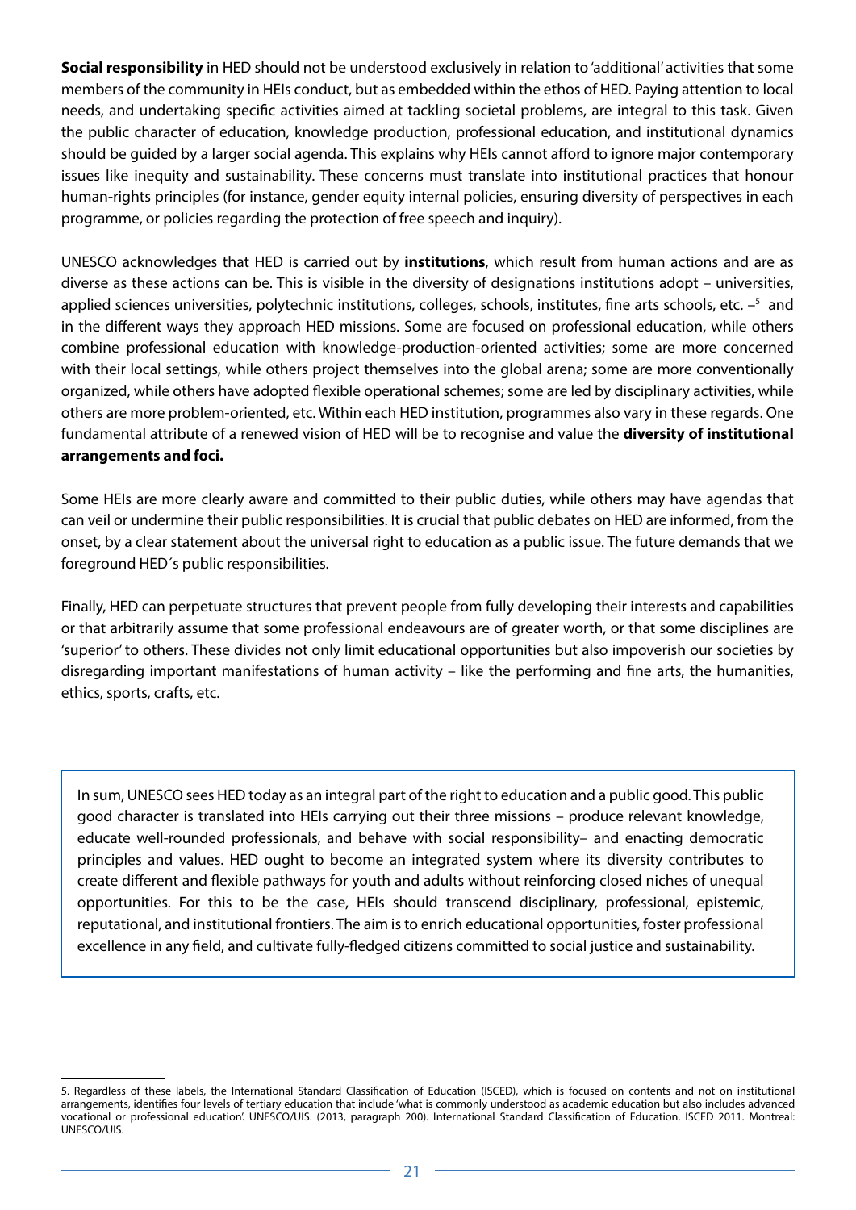**Social responsibility** in HED should not be understood exclusively in relation to 'additional' activities that some members of the community in HEIs conduct, but as embedded within the ethos of HED. Paying attention to local needs, and undertaking specific activities aimed at tackling societal problems, are integral to this task. Given the public character of education, knowledge production, professional education, and institutional dynamics should be guided by a larger social agenda. This explains why HEIs cannot afford to ignore major contemporary issues like inequity and sustainability. These concerns must translate into institutional practices that honour human-rights principles (for instance, gender equity internal policies, ensuring diversity of perspectives in each programme, or policies regarding the protection of free speech and inquiry).

UNESCO acknowledges that HED is carried out by **institutions**, which result from human actions and are as diverse as these actions can be. This is visible in the diversity of designations institutions adopt – universities, applied sciences universities, polytechnic institutions, colleges, schools, institutes, fine arts schools, etc. –[5] and in the different ways they approach HED missions. Some are focused on professional education, while others combine professional education with knowledge-production-oriented activities; some are more concerned with their local settings, while others project themselves into the global arena; some are more conventionally organized, while others have adopted flexible operational schemes; some are led by disciplinary activities, while others are more problem-oriented, etc. Within each HED institution, programmes also vary in these regards. One fundamental attribute of a renewed vision of HED will be to recognise and value the **diversity of institutional arrangements and foci.**

Some HEIs are more clearly aware and committed to their public duties, while others may have agendas that can veil or undermine their public responsibilities. It is crucial that public debates on HED are informed, from the onset, by a clear statement about the universal right to education as a public issue. The future demands that we foreground HED´s public responsibilities.

Finally, HED can perpetuate structures that prevent people from fully developing their interests and capabilities or that arbitrarily assume that some professional endeavours are of greater worth, or that some disciplines are 'superior' to others. These divides not only limit educational opportunities but also impoverish our societies by disregarding important manifestations of human activity – like the performing and fine arts, the humanities, ethics, sports, crafts, etc.

> In sum, UNESCO sees HED today as an integral part of the right to education and a public good. This public good character is translated into HEIs carrying out their three missions – produce relevant knowledge, educate well-rounded professionals, and behave with social responsibility– and enacting democratic principles and values. HED ought to become an integrated system where its diversity contributes to create different and flexible pathways for youth and adults without reinforcing closed niches of unequal opportunities. For this to be the case, HEIs should transcend disciplinary, professional, epistemic, reputational, and institutional frontiers. The aim is to enrich educational opportunities, foster professional excellence in any field, and cultivate fully-fledged citizens committed to social justice and sustainability.

---

5. Regardless of these labels, the International Standard Classification of Education (ISCED), which is focused on contents and not on institutional arrangements, identifies four levels of tertiary education that include 'what is commonly understood as academic education but also includes advanced vocational or professional education'. UNESCO/UIS. (2013, paragraph 200). International Standard Classification of Education. ISCED 2011. Montreal: UNESCO/UIS.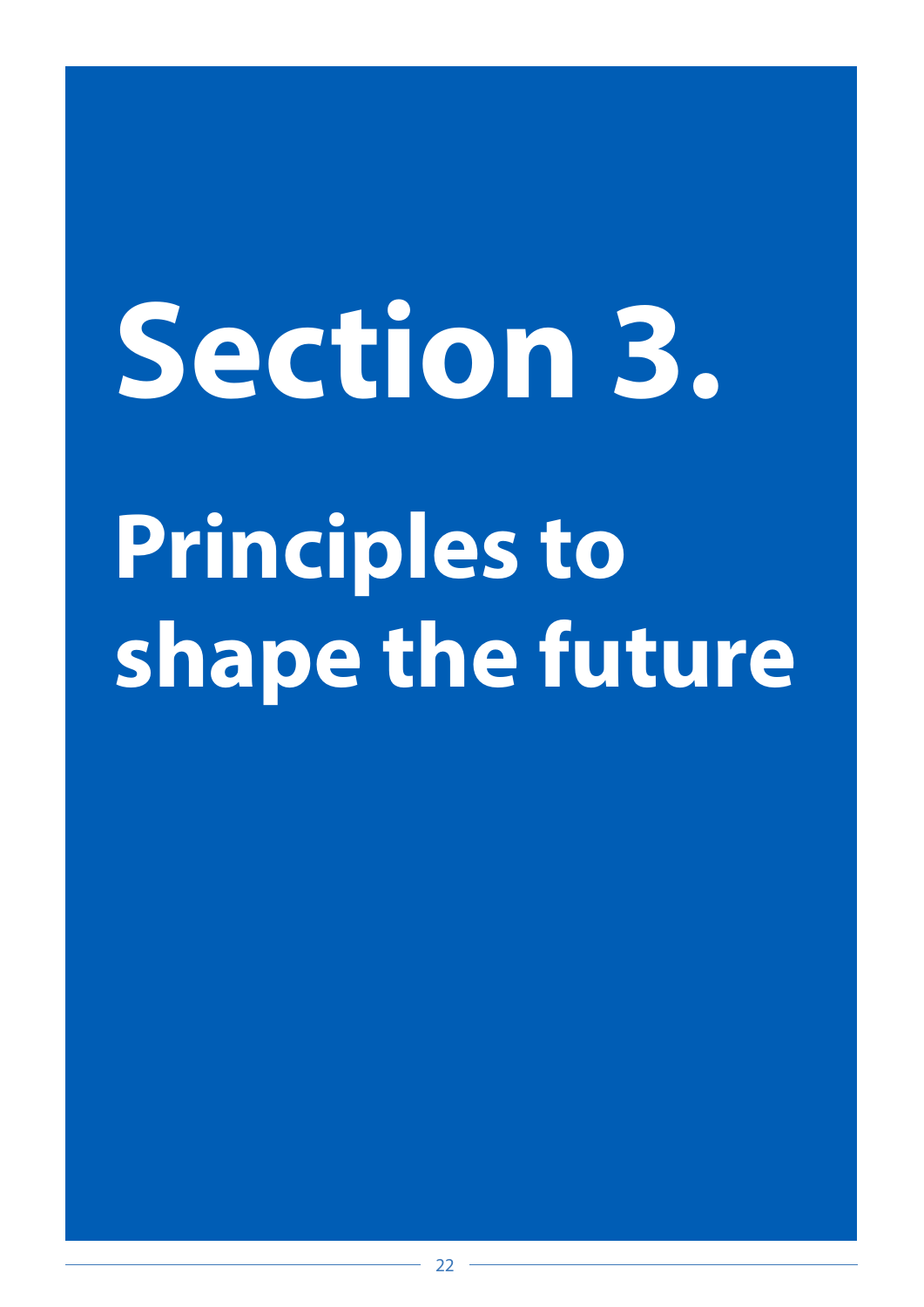# Section 3.

## Principles to shape the future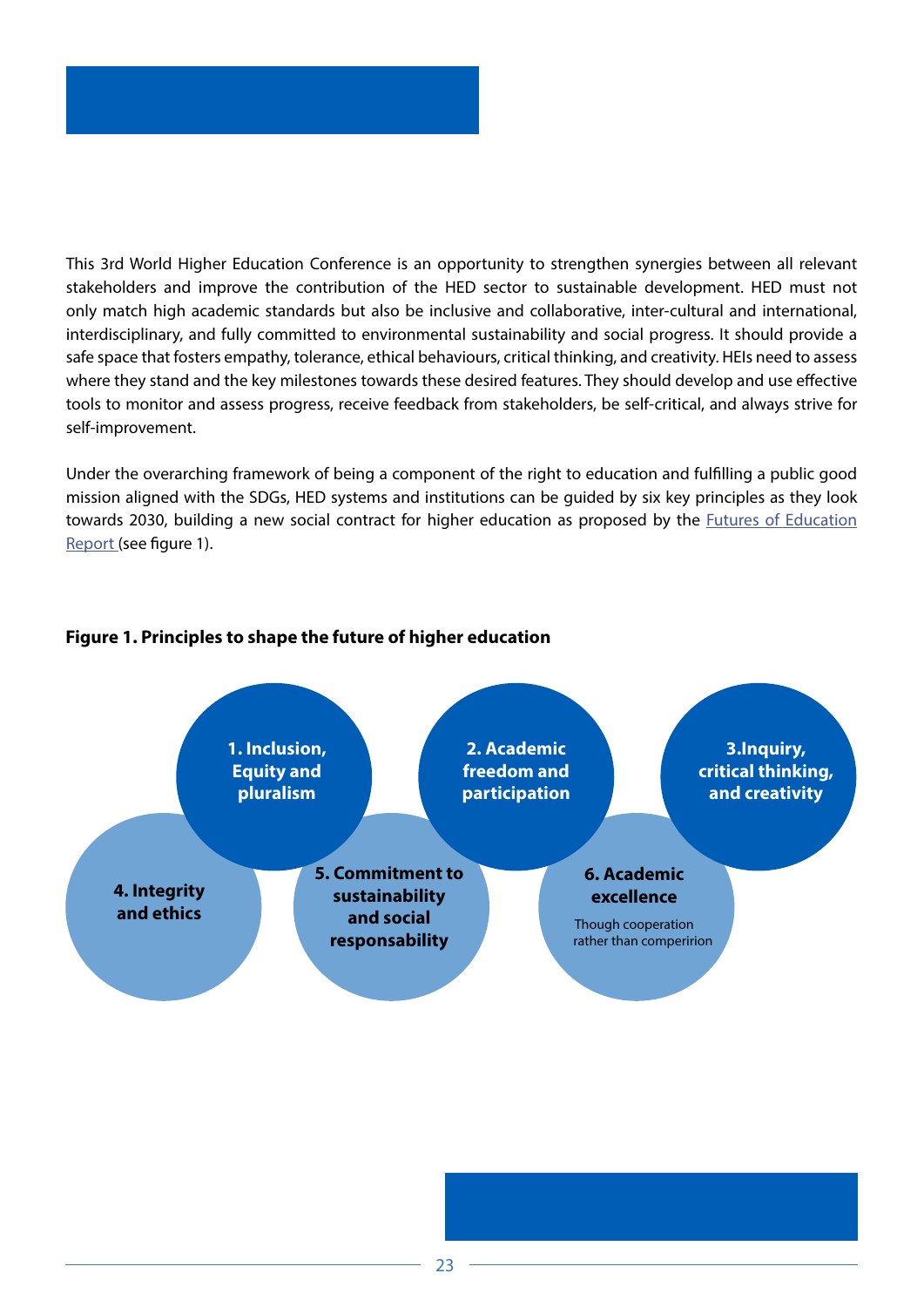This 3rd World Higher Education Conference is an opportunity to strengthen synergies between all relevant stakeholders and improve the contribution of the HED sector to sustainable development. HED must not only match high academic standards but also be inclusive and collaborative, inter-cultural and international, interdisciplinary, and fully committed to environmental sustainability and social progress. It should provide a safe space that fosters empathy, tolerance, ethical behaviours, critical thinking, and creativity. HEIs need to assess where they stand and the key milestones towards these desired features. They should develop and use effective tools to monitor and assess progress, receive feedback from stakeholders, be self-critical, and always strive for self-improvement.

Under the overarching framework of being a component of the right to education and fulfilling a public good mission aligned with the SDGs, HED systems and institutions can be guided by six key principles as they look towards 2030, building a new social contract for higher education as proposed by the Futures of Education Report (see figure 1).

**Figure 1. Principles to shape the future of higher education**

- **1. Inclusion, Equity and pluralism**
- **2. Academic freedom and participation**
- **3.Inquiry, critical thinking, and creativity**
- **4. Integrity and ethics**
- **5. Commitment to sustainability and social responsability**
- **6. Academic excellence** Though cooperation rather than comperirion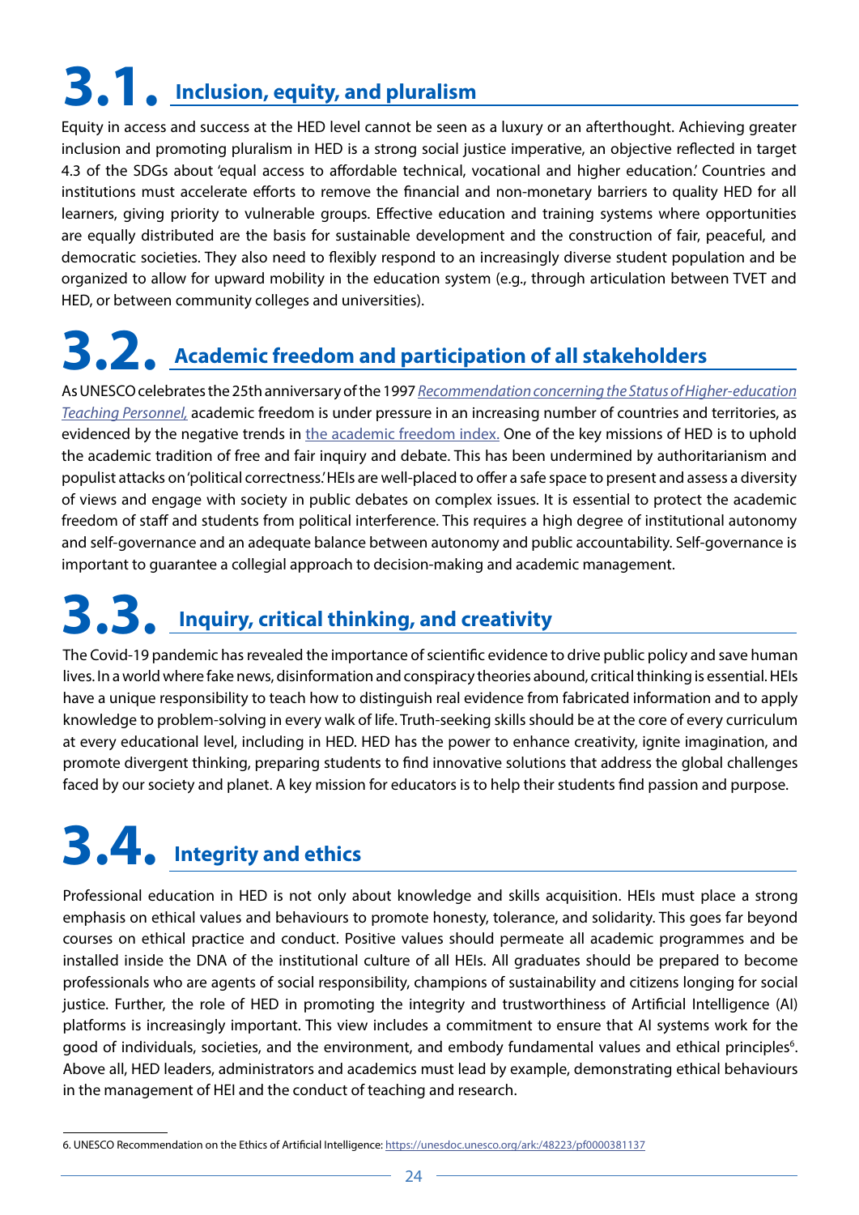## 3.1. Inclusion, equity, and pluralism

Equity in access and success at the HED level cannot be seen as a luxury or an afterthought. Achieving greater inclusion and promoting pluralism in HED is a strong social justice imperative, an objective reflected in target 4.3 of the SDGs about 'equal access to affordable technical, vocational and higher education.' Countries and institutions must accelerate efforts to remove the financial and non-monetary barriers to quality HED for all learners, giving priority to vulnerable groups. Effective education and training systems where opportunities are equally distributed are the basis for sustainable development and the construction of fair, peaceful, and democratic societies. They also need to flexibly respond to an increasingly diverse student population and be organized to allow for upward mobility in the education system (e.g., through articulation between TVET and HED, or between community colleges and universities).

## 3.2. Academic freedom and participation of all stakeholders

As UNESCO celebrates the 25th anniversary of the 1997 *Recommendation concerning the Status of Higher-education Teaching Personnel,* academic freedom is under pressure in an increasing number of countries and territories, as evidenced by the negative trends in the academic freedom index. One of the key missions of HED is to uphold the academic tradition of free and fair inquiry and debate. This has been undermined by authoritarianism and populist attacks on 'political correctness.' HEIs are well-placed to offer a safe space to present and assess a diversity of views and engage with society in public debates on complex issues. It is essential to protect the academic freedom of staff and students from political interference. This requires a high degree of institutional autonomy and self-governance and an adequate balance between autonomy and public accountability. Self-governance is important to guarantee a collegial approach to decision-making and academic management.

## 3.3. Inquiry, critical thinking, and creativity

The Covid-19 pandemic has revealed the importance of scientific evidence to drive public policy and save human lives. In a world where fake news, disinformation and conspiracy theories abound, critical thinking is essential. HEIs have a unique responsibility to teach how to distinguish real evidence from fabricated information and to apply knowledge to problem-solving in every walk of life. Truth-seeking skills should be at the core of every curriculum at every educational level, including in HED. HED has the power to enhance creativity, ignite imagination, and promote divergent thinking, preparing students to find innovative solutions that address the global challenges faced by our society and planet. A key mission for educators is to help their students find passion and purpose.

## 3.4. Integrity and ethics

Professional education in HED is not only about knowledge and skills acquisition. HEIs must place a strong emphasis on ethical values and behaviours to promote honesty, tolerance, and solidarity. This goes far beyond courses on ethical practice and conduct. Positive values should permeate all academic programmes and be installed inside the DNA of the institutional culture of all HEIs. All graduates should be prepared to become professionals who are agents of social responsibility, champions of sustainability and citizens longing for social justice. Further, the role of HED in promoting the integrity and trustworthiness of Artificial Intelligence (AI) platforms is increasingly important. This view includes a commitment to ensure that AI systems work for the good of individuals, societies, and the environment, and embody fundamental values and ethical principles[6]. Above all, HED leaders, administrators and academics must lead by example, demonstrating ethical behaviours in the management of HEI and the conduct of teaching and research.

---

6. UNESCO Recommendation on the Ethics of Artificial Intelligence: https://unesdoc.unesco.org/ark:/48223/pf0000381137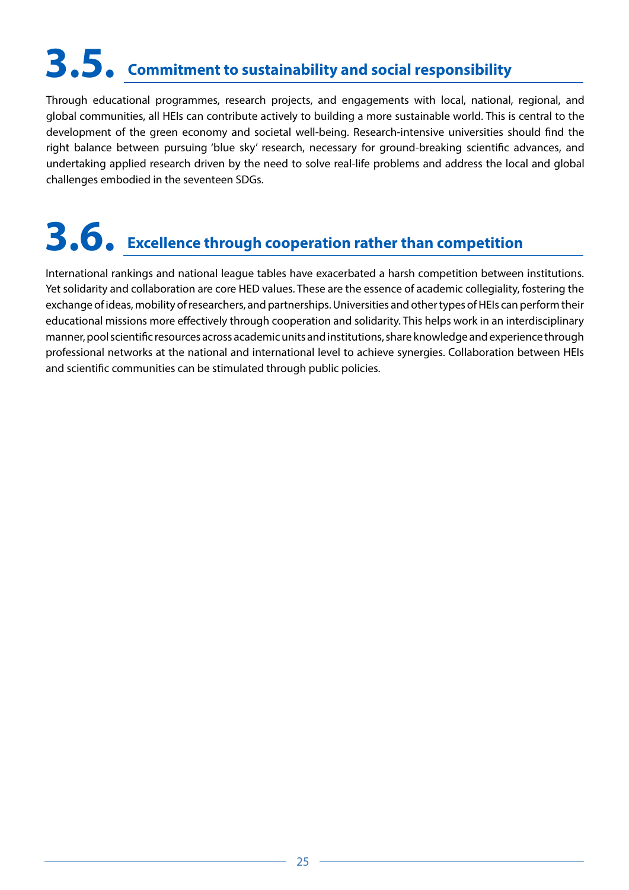## 3.5. Commitment to sustainability and social responsibility

Through educational programmes, research projects, and engagements with local, national, regional, and global communities, all HEIs can contribute actively to building a more sustainable world. This is central to the development of the green economy and societal well-being. Research-intensive universities should find the right balance between pursuing 'blue sky' research, necessary for ground-breaking scientific advances, and undertaking applied research driven by the need to solve real-life problems and address the local and global challenges embodied in the seventeen SDGs.

## 3.6. Excellence through cooperation rather than competition

International rankings and national league tables have exacerbated a harsh competition between institutions. Yet solidarity and collaboration are core HED values. These are the essence of academic collegiality, fostering the exchange of ideas, mobility of researchers, and partnerships. Universities and other types of HEIs can perform their educational missions more effectively through cooperation and solidarity. This helps work in an interdisciplinary manner, pool scientific resources across academic units and institutions, share knowledge and experience through professional networks at the national and international level to achieve synergies. Collaboration between HEIs and scientific communities can be stimulated through public policies.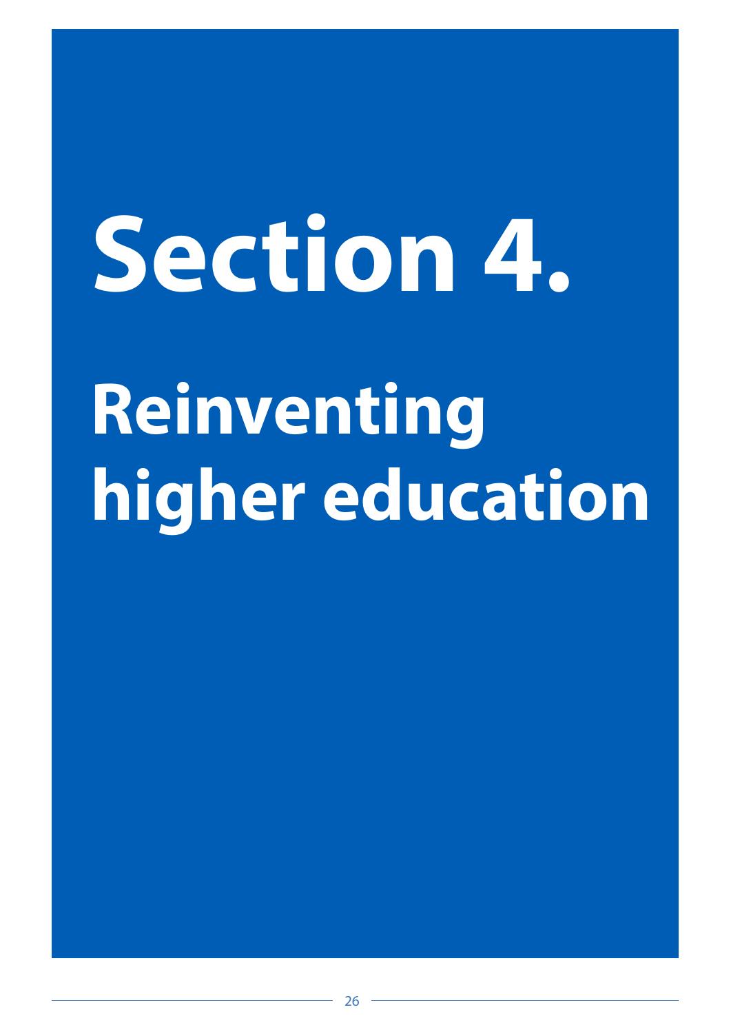# Section 4.

# Reinventing higher education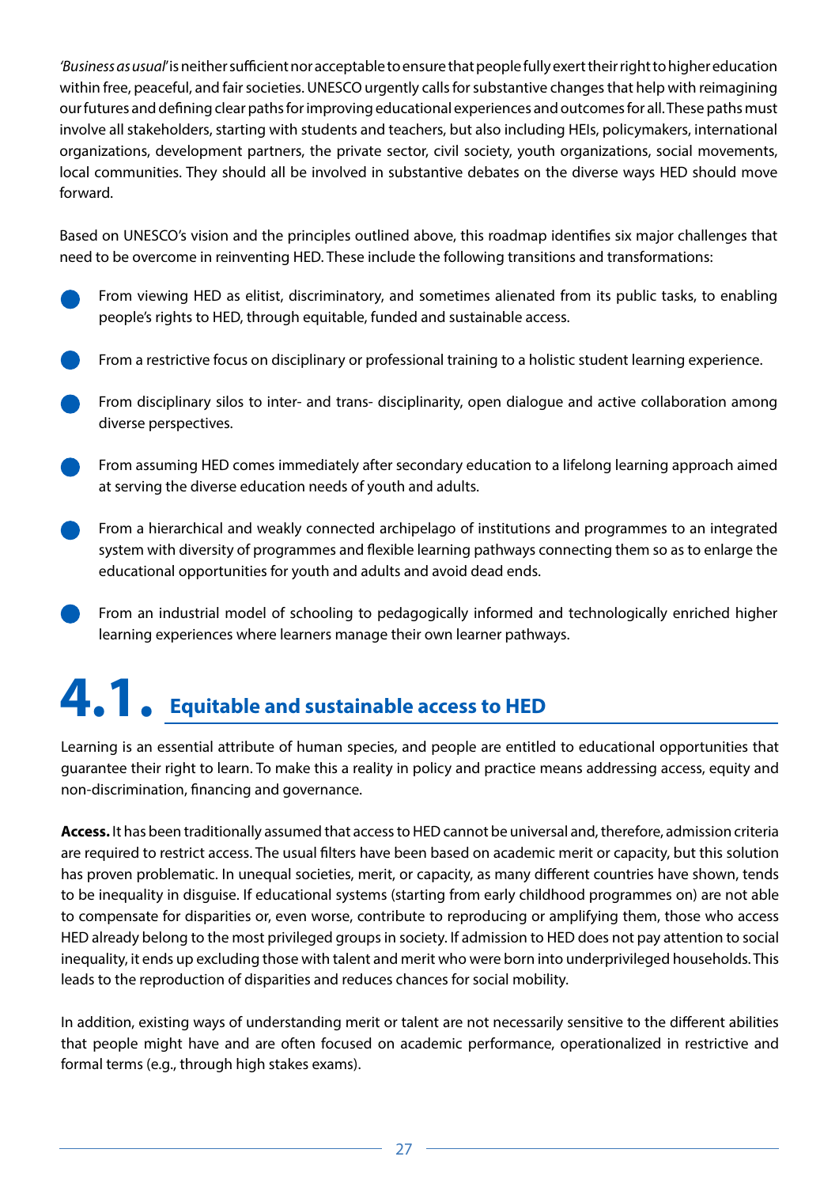*'Business as usual'* is neither sufficient nor acceptable to ensure that people fully exert their right to higher education within free, peaceful, and fair societies. UNESCO urgently calls for substantive changes that help with reimagining our futures and defining clear paths for improving educational experiences and outcomes for all. These paths must involve all stakeholders, starting with students and teachers, but also including HEIs, policymakers, international organizations, development partners, the private sector, civil society, youth organizations, social movements, local communities. They should all be involved in substantive debates on the diverse ways HED should move forward.

Based on UNESCO's vision and the principles outlined above, this roadmap identifies six major challenges that need to be overcome in reinventing HED. These include the following transitions and transformations:

- From viewing HED as elitist, discriminatory, and sometimes alienated from its public tasks, to enabling people's rights to HED, through equitable, funded and sustainable access.
- From a restrictive focus on disciplinary or professional training to a holistic student learning experience.
- From disciplinary silos to inter- and trans- disciplinarity, open dialogue and active collaboration among diverse perspectives.
- From assuming HED comes immediately after secondary education to a lifelong learning approach aimed at serving the diverse education needs of youth and adults.
- From a hierarchical and weakly connected archipelago of institutions and programmes to an integrated system with diversity of programmes and flexible learning pathways connecting them so as to enlarge the educational opportunities for youth and adults and avoid dead ends.
- From an industrial model of schooling to pedagogically informed and technologically enriched higher learning experiences where learners manage their own learner pathways.

## 4.1. Equitable and sustainable access to HED

Learning is an essential attribute of human species, and people are entitled to educational opportunities that guarantee their right to learn. To make this a reality in policy and practice means addressing access, equity and non-discrimination, financing and governance.

**Access.** It has been traditionally assumed that access to HED cannot be universal and, therefore, admission criteria are required to restrict access. The usual filters have been based on academic merit or capacity, but this solution has proven problematic. In unequal societies, merit, or capacity, as many different countries have shown, tends to be inequality in disguise. If educational systems (starting from early childhood programmes on) are not able to compensate for disparities or, even worse, contribute to reproducing or amplifying them, those who access HED already belong to the most privileged groups in society. If admission to HED does not pay attention to social inequality, it ends up excluding those with talent and merit who were born into underprivileged households. This leads to the reproduction of disparities and reduces chances for social mobility.

In addition, existing ways of understanding merit or talent are not necessarily sensitive to the different abilities that people might have and are often focused on academic performance, operationalized in restrictive and formal terms (e.g., through high stakes exams).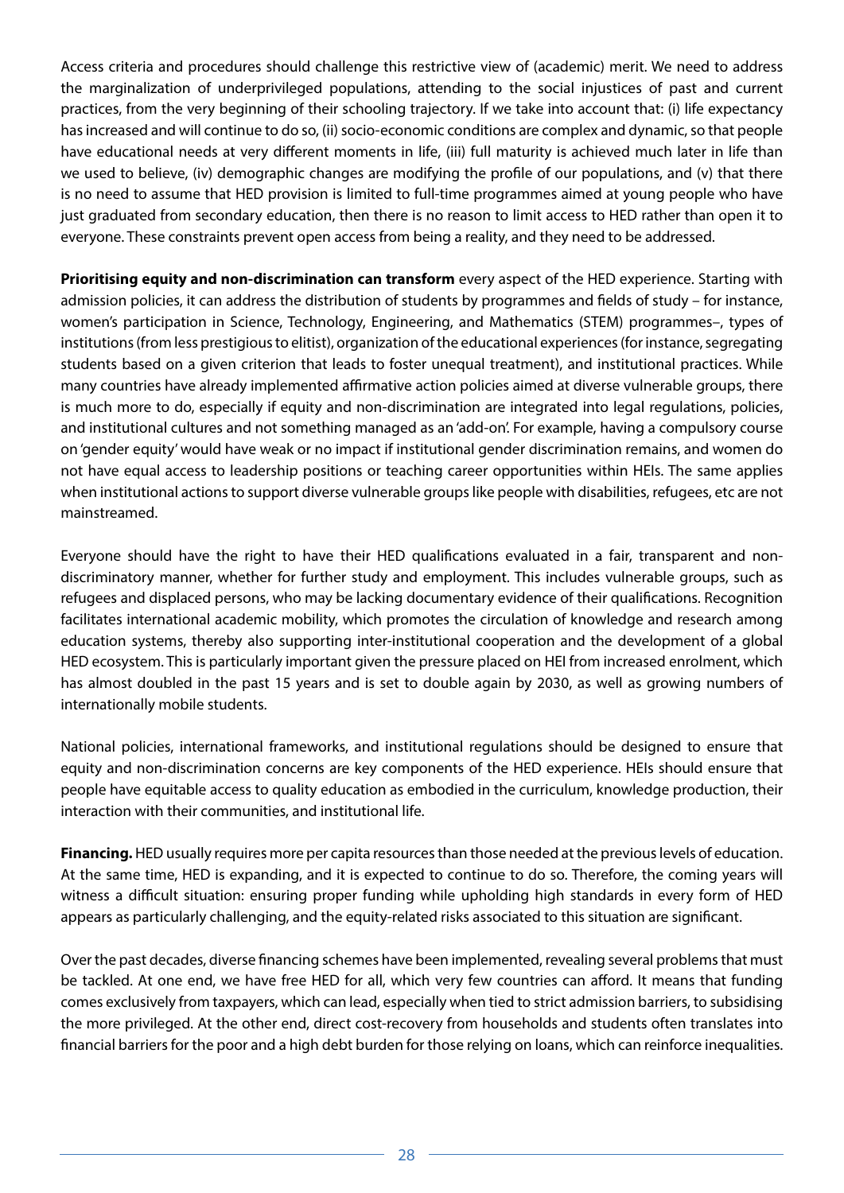Access criteria and procedures should challenge this restrictive view of (academic) merit. We need to address the marginalization of underprivileged populations, attending to the social injustices of past and current practices, from the very beginning of their schooling trajectory. If we take into account that: (i) life expectancy has increased and will continue to do so, (ii) socio-economic conditions are complex and dynamic, so that people have educational needs at very different moments in life, (iii) full maturity is achieved much later in life than we used to believe, (iv) demographic changes are modifying the profile of our populations, and (v) that there is no need to assume that HED provision is limited to full-time programmes aimed at young people who have just graduated from secondary education, then there is no reason to limit access to HED rather than open it to everyone. These constraints prevent open access from being a reality, and they need to be addressed.

**Prioritising equity and non-discrimination can transform** every aspect of the HED experience. Starting with admission policies, it can address the distribution of students by programmes and fields of study – for instance, women's participation in Science, Technology, Engineering, and Mathematics (STEM) programmes–, types of institutions (from less prestigious to elitist), organization of the educational experiences (for instance, segregating students based on a given criterion that leads to foster unequal treatment), and institutional practices. While many countries have already implemented affirmative action policies aimed at diverse vulnerable groups, there is much more to do, especially if equity and non-discrimination are integrated into legal regulations, policies, and institutional cultures and not something managed as an 'add-on'. For example, having a compulsory course on 'gender equity' would have weak or no impact if institutional gender discrimination remains, and women do not have equal access to leadership positions or teaching career opportunities within HEIs. The same applies when institutional actions to support diverse vulnerable groups like people with disabilities, refugees, etc are not mainstreamed.

Everyone should have the right to have their HED qualifications evaluated in a fair, transparent and non-discriminatory manner, whether for further study and employment. This includes vulnerable groups, such as refugees and displaced persons, who may be lacking documentary evidence of their qualifications. Recognition facilitates international academic mobility, which promotes the circulation of knowledge and research among education systems, thereby also supporting inter-institutional cooperation and the development of a global HED ecosystem. This is particularly important given the pressure placed on HEI from increased enrolment, which has almost doubled in the past 15 years and is set to double again by 2030, as well as growing numbers of internationally mobile students.

National policies, international frameworks, and institutional regulations should be designed to ensure that equity and non-discrimination concerns are key components of the HED experience. HEIs should ensure that people have equitable access to quality education as embodied in the curriculum, knowledge production, their interaction with their communities, and institutional life.

**Financing.** HED usually requires more per capita resources than those needed at the previous levels of education. At the same time, HED is expanding, and it is expected to continue to do so. Therefore, the coming years will witness a difficult situation: ensuring proper funding while upholding high standards in every form of HED appears as particularly challenging, and the equity-related risks associated to this situation are significant.

Over the past decades, diverse financing schemes have been implemented, revealing several problems that must be tackled. At one end, we have free HED for all, which very few countries can afford. It means that funding comes exclusively from taxpayers, which can lead, especially when tied to strict admission barriers, to subsidising the more privileged. At the other end, direct cost-recovery from households and students often translates into financial barriers for the poor and a high debt burden for those relying on loans, which can reinforce inequalities.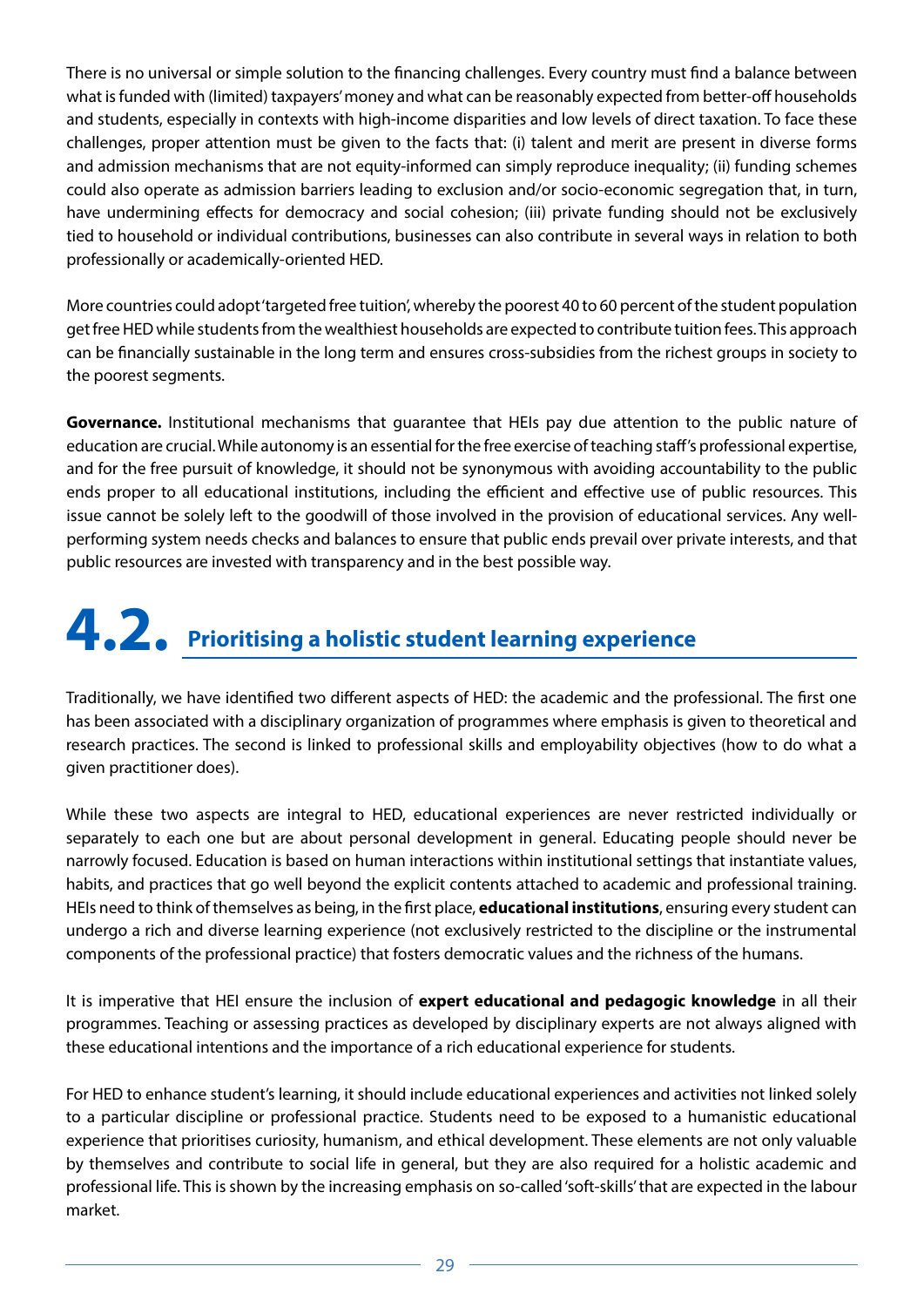There is no universal or simple solution to the financing challenges. Every country must find a balance between what is funded with (limited) taxpayers' money and what can be reasonably expected from better-off households and students, especially in contexts with high-income disparities and low levels of direct taxation. To face these challenges, proper attention must be given to the facts that: (i) talent and merit are present in diverse forms and admission mechanisms that are not equity-informed can simply reproduce inequality; (ii) funding schemes could also operate as admission barriers leading to exclusion and/or socio-economic segregation that, in turn, have undermining effects for democracy and social cohesion; (iii) private funding should not be exclusively tied to household or individual contributions, businesses can also contribute in several ways in relation to both professionally or academically-oriented HED.

More countries could adopt 'targeted free tuition', whereby the poorest 40 to 60 percent of the student population get free HED while students from the wealthiest households are expected to contribute tuition fees. This approach can be financially sustainable in the long term and ensures cross-subsidies from the richest groups in society to the poorest segments.

**Governance.** Institutional mechanisms that guarantee that HEIs pay due attention to the public nature of education are crucial. While autonomy is an essential for the free exercise of teaching staff's professional expertise, and for the free pursuit of knowledge, it should not be synonymous with avoiding accountability to the public ends proper to all educational institutions, including the efficient and effective use of public resources. This issue cannot be solely left to the goodwill of those involved in the provision of educational services. Any well-performing system needs checks and balances to ensure that public ends prevail over private interests, and that public resources are invested with transparency and in the best possible way.

## 4.2. Prioritising a holistic student learning experience

Traditionally, we have identified two different aspects of HED: the academic and the professional. The first one has been associated with a disciplinary organization of programmes where emphasis is given to theoretical and research practices. The second is linked to professional skills and employability objectives (how to do what a given practitioner does).

While these two aspects are integral to HED, educational experiences are never restricted individually or separately to each one but are about personal development in general. Educating people should never be narrowly focused. Education is based on human interactions within institutional settings that instantiate values, habits, and practices that go well beyond the explicit contents attached to academic and professional training. HEIs need to think of themselves as being, in the first place, **educational institutions**, ensuring every student can undergo a rich and diverse learning experience (not exclusively restricted to the discipline or the instrumental components of the professional practice) that fosters democratic values and the richness of the humans.

It is imperative that HEI ensure the inclusion of **expert educational and pedagogic knowledge** in all their programmes. Teaching or assessing practices as developed by disciplinary experts are not always aligned with these educational intentions and the importance of a rich educational experience for students.

For HED to enhance student's learning, it should include educational experiences and activities not linked solely to a particular discipline or professional practice. Students need to be exposed to a humanistic educational experience that prioritises curiosity, humanism, and ethical development. These elements are not only valuable by themselves and contribute to social life in general, but they are also required for a holistic academic and professional life. This is shown by the increasing emphasis on so-called 'soft-skills' that are expected in the labour market.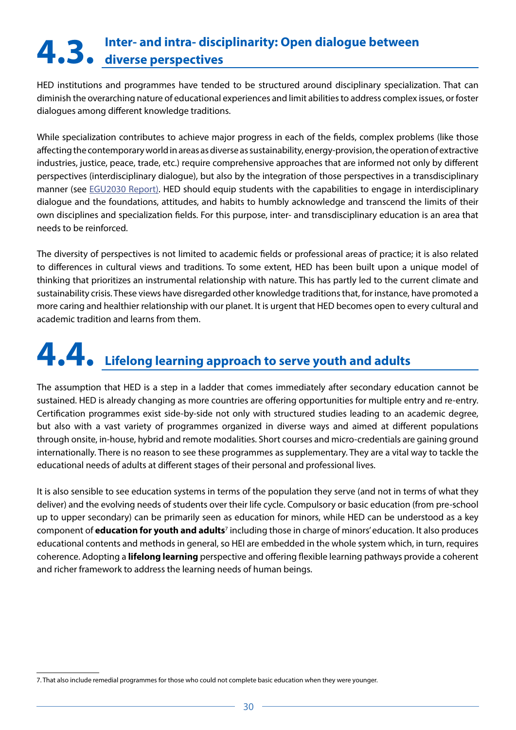## 4.3. Inter- and intra- disciplinarity: Open dialogue between diverse perspectives

HED institutions and programmes have tended to be structured around disciplinary specialization. That can diminish the overarching nature of educational experiences and limit abilities to address complex issues, or foster dialogues among different knowledge traditions.

While specialization contributes to achieve major progress in each of the fields, complex problems (like those affecting the contemporary world in areas as diverse as sustainability, energy-provision, the operation of extractive industries, justice, peace, trade, etc.) require comprehensive approaches that are informed not only by different perspectives (interdisciplinary dialogue), but also by the integration of those perspectives in a transdisciplinary manner (see EGU2030 Report). HED should equip students with the capabilities to engage in interdisciplinary dialogue and the foundations, attitudes, and habits to humbly acknowledge and transcend the limits of their own disciplines and specialization fields. For this purpose, inter- and transdisciplinary education is an area that needs to be reinforced.

The diversity of perspectives is not limited to academic fields or professional areas of practice; it is also related to differences in cultural views and traditions. To some extent, HED has been built upon a unique model of thinking that prioritizes an instrumental relationship with nature. This has partly led to the current climate and sustainability crisis. These views have disregarded other knowledge traditions that, for instance, have promoted a more caring and healthier relationship with our planet. It is urgent that HED becomes open to every cultural and academic tradition and learns from them.

## 4.4. Lifelong learning approach to serve youth and adults

The assumption that HED is a step in a ladder that comes immediately after secondary education cannot be sustained. HED is already changing as more countries are offering opportunities for multiple entry and re-entry. Certification programmes exist side-by-side not only with structured studies leading to an academic degree, but also with a vast variety of programmes organized in diverse ways and aimed at different populations through onsite, in-house, hybrid and remote modalities. Short courses and micro-credentials are gaining ground internationally. There is no reason to see these programmes as supplementary. They are a vital way to tackle the educational needs of adults at different stages of their personal and professional lives.

It is also sensible to see education systems in terms of the population they serve (and not in terms of what they deliver) and the evolving needs of students over their life cycle. Compulsory or basic education (from pre-school up to upper secondary) can be primarily seen as education for minors, while HED can be understood as a key component of **education for youth and adults**[7] including those in charge of minors' education. It also produces educational contents and methods in general, so HEI are embedded in the whole system which, in turn, requires coherence. Adopting a **lifelong learning** perspective and offering flexible learning pathways provide a coherent and richer framework to address the learning needs of human beings.

---

7. That also include remedial programmes for those who could not complete basic education when they were younger.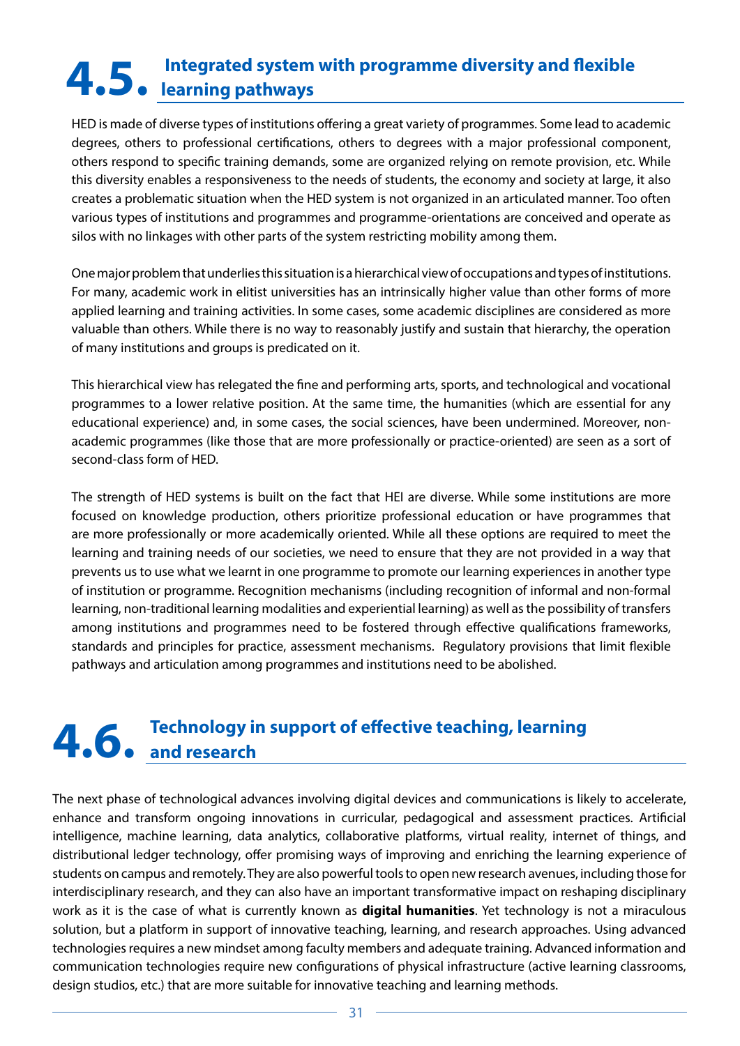## 4.5. Integrated system with programme diversity and flexible learning pathways

HED is made of diverse types of institutions offering a great variety of programmes. Some lead to academic degrees, others to professional certifications, others to degrees with a major professional component, others respond to specific training demands, some are organized relying on remote provision, etc. While this diversity enables a responsiveness to the needs of students, the economy and society at large, it also creates a problematic situation when the HED system is not organized in an articulated manner. Too often various types of institutions and programmes and programme-orientations are conceived and operate as silos with no linkages with other parts of the system restricting mobility among them.

One major problem that underlies this situation is a hierarchical view of occupations and types of institutions. For many, academic work in elitist universities has an intrinsically higher value than other forms of more applied learning and training activities. In some cases, some academic disciplines are considered as more valuable than others. While there is no way to reasonably justify and sustain that hierarchy, the operation of many institutions and groups is predicated on it.

This hierarchical view has relegated the fine and performing arts, sports, and technological and vocational programmes to a lower relative position. At the same time, the humanities (which are essential for any educational experience) and, in some cases, the social sciences, have been undermined. Moreover, non-academic programmes (like those that are more professionally or practice-oriented) are seen as a sort of second-class form of HED.

The strength of HED systems is built on the fact that HEI are diverse. While some institutions are more focused on knowledge production, others prioritize professional education or have programmes that are more professionally or more academically oriented. While all these options are required to meet the learning and training needs of our societies, we need to ensure that they are not provided in a way that prevents us to use what we learnt in one programme to promote our learning experiences in another type of institution or programme. Recognition mechanisms (including recognition of informal and non-formal learning, non-traditional learning modalities and experiential learning) as well as the possibility of transfers among institutions and programmes need to be fostered through effective qualifications frameworks, standards and principles for practice, assessment mechanisms. Regulatory provisions that limit flexible pathways and articulation among programmes and institutions need to be abolished.

## 4.6. Technology in support of effective teaching, learning and research

The next phase of technological advances involving digital devices and communications is likely to accelerate, enhance and transform ongoing innovations in curricular, pedagogical and assessment practices. Artificial intelligence, machine learning, data analytics, collaborative platforms, virtual reality, internet of things, and distributional ledger technology, offer promising ways of improving and enriching the learning experience of students on campus and remotely. They are also powerful tools to open new research avenues, including those for interdisciplinary research, and they can also have an important transformative impact on reshaping disciplinary work as it is the case of what is currently known as **digital humanities**. Yet technology is not a miraculous solution, but a platform in support of innovative teaching, learning, and research approaches. Using advanced technologies requires a new mindset among faculty members and adequate training. Advanced information and communication technologies require new configurations of physical infrastructure (active learning classrooms, design studios, etc.) that are more suitable for innovative teaching and learning methods.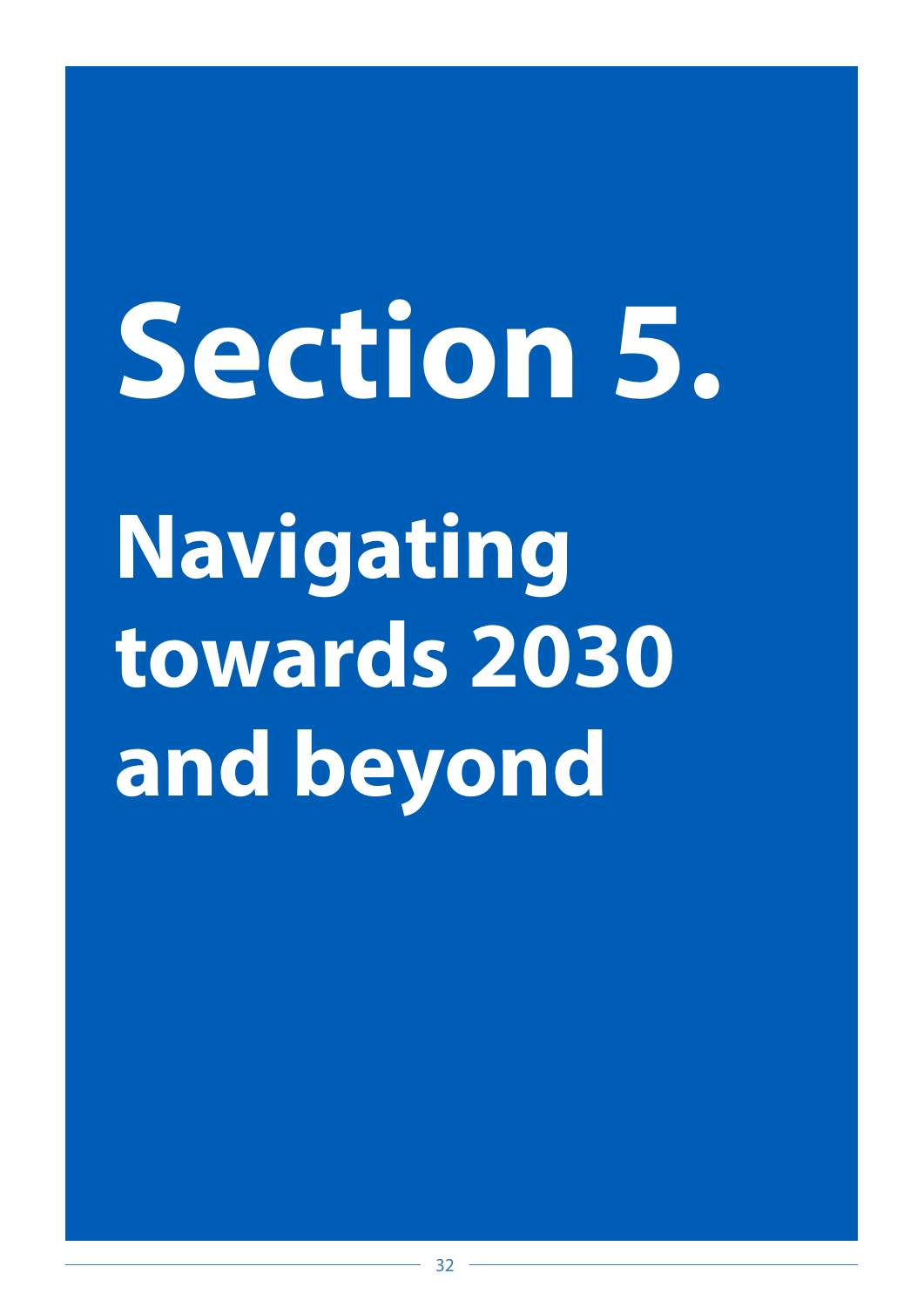# Section 5.

## Navigating towards 2030 and beyond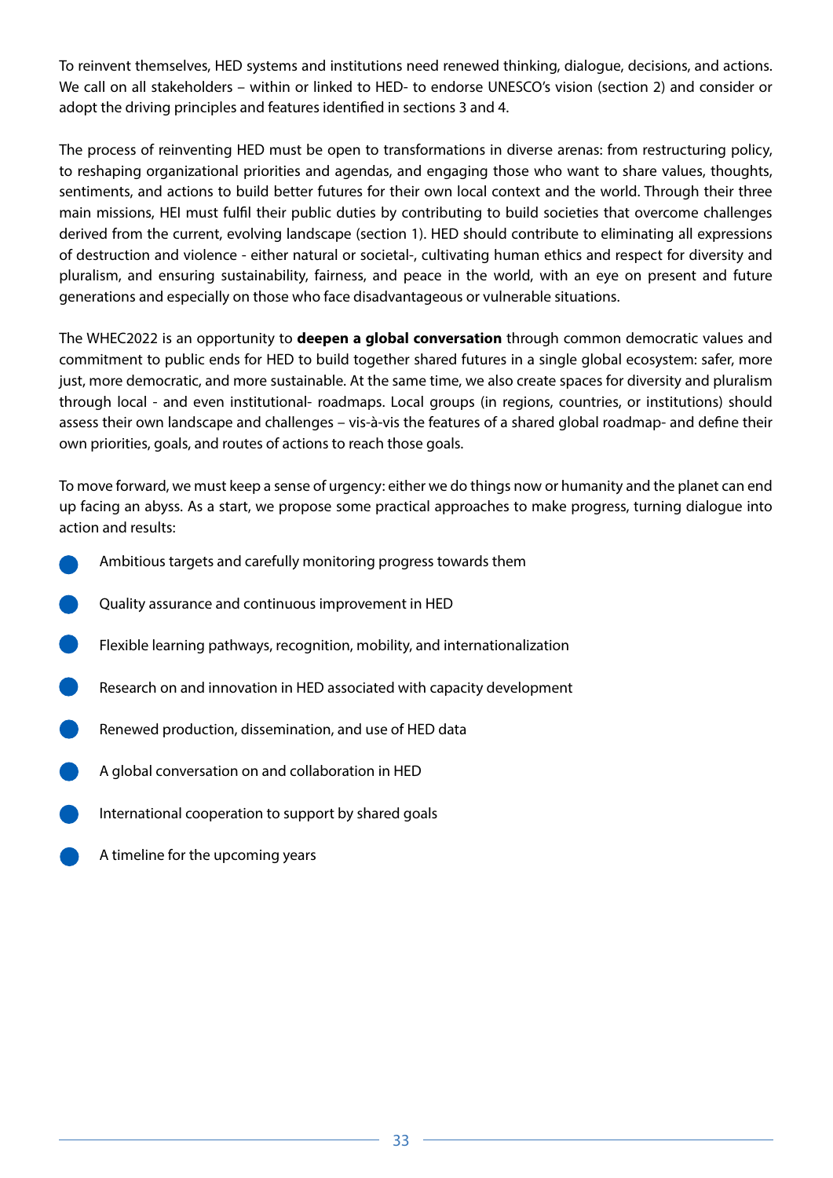To reinvent themselves, HED systems and institutions need renewed thinking, dialogue, decisions, and actions. We call on all stakeholders – within or linked to HED- to endorse UNESCO's vision (section 2) and consider or adopt the driving principles and features identified in sections 3 and 4.

The process of reinventing HED must be open to transformations in diverse arenas: from restructuring policy, to reshaping organizational priorities and agendas, and engaging those who want to share values, thoughts, sentiments, and actions to build better futures for their own local context and the world. Through their three main missions, HEI must fulfil their public duties by contributing to build societies that overcome challenges derived from the current, evolving landscape (section 1). HED should contribute to eliminating all expressions of destruction and violence - either natural or societal-, cultivating human ethics and respect for diversity and pluralism, and ensuring sustainability, fairness, and peace in the world, with an eye on present and future generations and especially on those who face disadvantageous or vulnerable situations.

The WHEC2022 is an opportunity to **deepen a global conversation** through common democratic values and commitment to public ends for HED to build together shared futures in a single global ecosystem: safer, more just, more democratic, and more sustainable. At the same time, we also create spaces for diversity and pluralism through local - and even institutional- roadmaps. Local groups (in regions, countries, or institutions) should assess their own landscape and challenges – vis-à-vis the features of a shared global roadmap- and define their own priorities, goals, and routes of actions to reach those goals.

To move forward, we must keep a sense of urgency: either we do things now or humanity and the planet can end up facing an abyss. As a start, we propose some practical approaches to make progress, turning dialogue into action and results:

- Ambitious targets and carefully monitoring progress towards them
- Quality assurance and continuous improvement in HED
- Flexible learning pathways, recognition, mobility, and internationalization
- Research on and innovation in HED associated with capacity development
- Renewed production, dissemination, and use of HED data
- A global conversation on and collaboration in HED
- International cooperation to support by shared goals
- A timeline for the upcoming years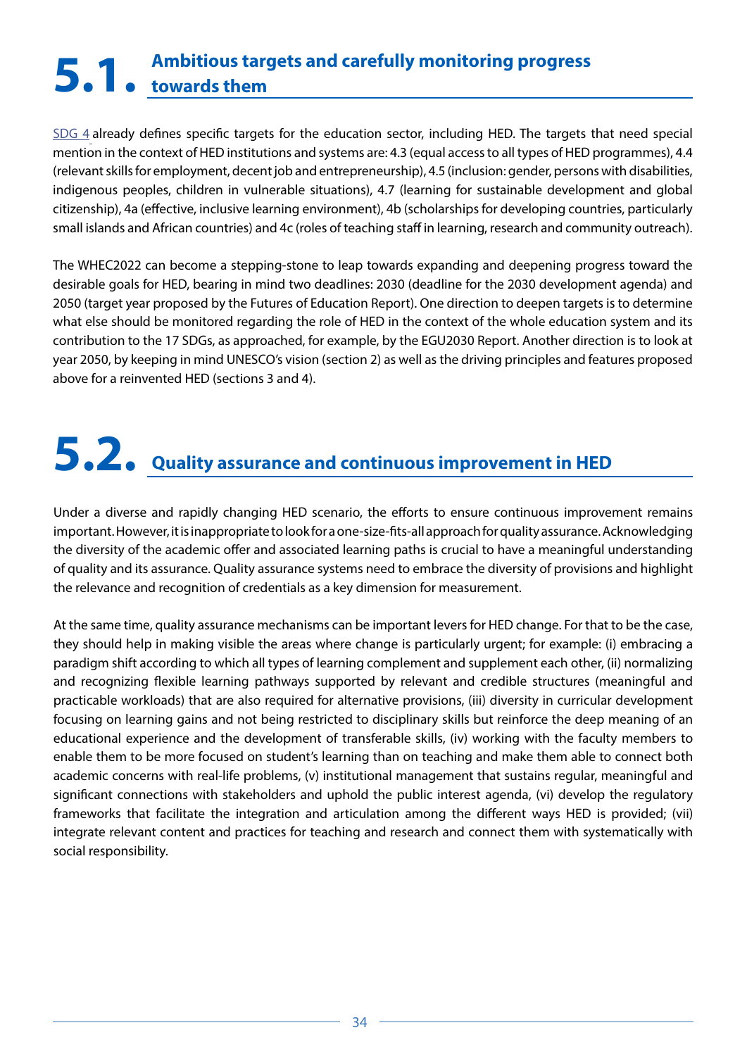# 5.1. Ambitious targets and carefully monitoring progress towards them

SDG 4 already defines specific targets for the education sector, including HED. The targets that need special mention in the context of HED institutions and systems are: 4.3 (equal access to all types of HED programmes), 4.4 (relevant skills for employment, decent job and entrepreneurship), 4.5 (inclusion: gender, persons with disabilities, indigenous peoples, children in vulnerable situations), 4.7 (learning for sustainable development and global citizenship), 4a (effective, inclusive learning environment), 4b (scholarships for developing countries, particularly small islands and African countries) and 4c (roles of teaching staff in learning, research and community outreach).

The WHEC2022 can become a stepping-stone to leap towards expanding and deepening progress toward the desirable goals for HED, bearing in mind two deadlines: 2030 (deadline for the 2030 development agenda) and 2050 (target year proposed by the Futures of Education Report). One direction to deepen targets is to determine what else should be monitored regarding the role of HED in the context of the whole education system and its contribution to the 17 SDGs, as approached, for example, by the EGU2030 Report. Another direction is to look at year 2050, by keeping in mind UNESCO's vision (section 2) as well as the driving principles and features proposed above for a reinvented HED (sections 3 and 4).

# 5.2. Quality assurance and continuous improvement in HED

Under a diverse and rapidly changing HED scenario, the efforts to ensure continuous improvement remains important. However, it is inappropriate to look for a one-size-fits-all approach for quality assurance. Acknowledging the diversity of the academic offer and associated learning paths is crucial to have a meaningful understanding of quality and its assurance. Quality assurance systems need to embrace the diversity of provisions and highlight the relevance and recognition of credentials as a key dimension for measurement.

At the same time, quality assurance mechanisms can be important levers for HED change. For that to be the case, they should help in making visible the areas where change is particularly urgent; for example: (i) embracing a paradigm shift according to which all types of learning complement and supplement each other, (ii) normalizing and recognizing flexible learning pathways supported by relevant and credible structures (meaningful and practicable workloads) that are also required for alternative provisions, (iii) diversity in curricular development focusing on learning gains and not being restricted to disciplinary skills but reinforce the deep meaning of an educational experience and the development of transferable skills, (iv) working with the faculty members to enable them to be more focused on student's learning than on teaching and make them able to connect both academic concerns with real-life problems, (v) institutional management that sustains regular, meaningful and significant connections with stakeholders and uphold the public interest agenda, (vi) develop the regulatory frameworks that facilitate the integration and articulation among the different ways HED is provided; (vii) integrate relevant content and practices for teaching and research and connect them with systematically with social responsibility.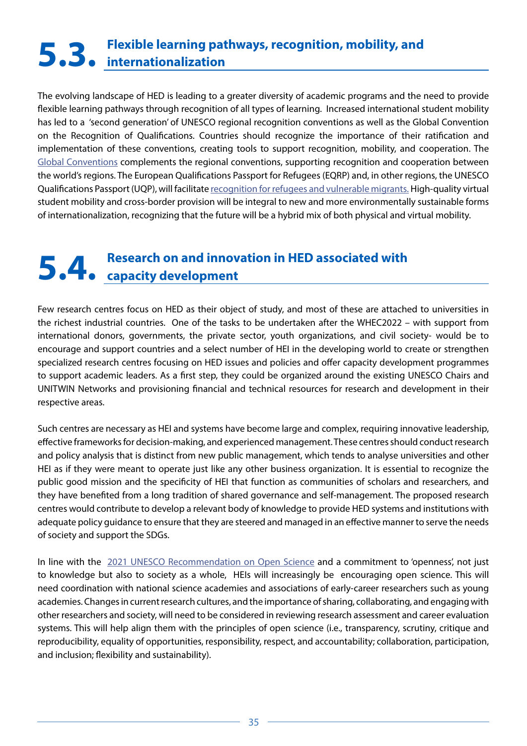## 5.3. Flexible learning pathways, recognition, mobility, and internationalization

The evolving landscape of HED is leading to a greater diversity of academic programs and the need to provide flexible learning pathways through recognition of all types of learning. Increased international student mobility has led to a 'second generation' of UNESCO regional recognition conventions as well as the Global Convention on the Recognition of Qualifications. Countries should recognize the importance of their ratification and implementation of these conventions, creating tools to support recognition, mobility, and cooperation. The Global Conventions complements the regional conventions, supporting recognition and cooperation between the world's regions. The European Qualifications Passport for Refugees (EQRP) and, in other regions, the UNESCO Qualifications Passport (UQP), will facilitate recognition for refugees and vulnerable migrants. High-quality virtual student mobility and cross-border provision will be integral to new and more environmentally sustainable forms of internationalization, recognizing that the future will be a hybrid mix of both physical and virtual mobility.

## 5.4. Research on and innovation in HED associated with capacity development

Few research centres focus on HED as their object of study, and most of these are attached to universities in the richest industrial countries. One of the tasks to be undertaken after the WHEC2022 – with support from international donors, governments, the private sector, youth organizations, and civil society- would be to encourage and support countries and a select number of HEI in the developing world to create or strengthen specialized research centres focusing on HED issues and policies and offer capacity development programmes to support academic leaders. As a first step, they could be organized around the existing UNESCO Chairs and UNITWIN Networks and provisioning financial and technical resources for research and development in their respective areas.

Such centres are necessary as HEI and systems have become large and complex, requiring innovative leadership, effective frameworks for decision-making, and experienced management. These centres should conduct research and policy analysis that is distinct from new public management, which tends to analyse universities and other HEI as if they were meant to operate just like any other business organization. It is essential to recognize the public good mission and the specificity of HEI that function as communities of scholars and researchers, and they have benefited from a long tradition of shared governance and self-management. The proposed research centres would contribute to develop a relevant body of knowledge to provide HED systems and institutions with adequate policy guidance to ensure that they are steered and managed in an effective manner to serve the needs of society and support the SDGs.

In line with the 2021 UNESCO Recommendation on Open Science and a commitment to 'openness', not just to knowledge but also to society as a whole, HEIs will increasingly be encouraging open science. This will need coordination with national science academies and associations of early-career researchers such as young academies. Changes in current research cultures, and the importance of sharing, collaborating, and engaging with other researchers and society, will need to be considered in reviewing research assessment and career evaluation systems. This will help align them with the principles of open science (i.e., transparency, scrutiny, critique and reproducibility, equality of opportunities, responsibility, respect, and accountability; collaboration, participation, and inclusion; flexibility and sustainability).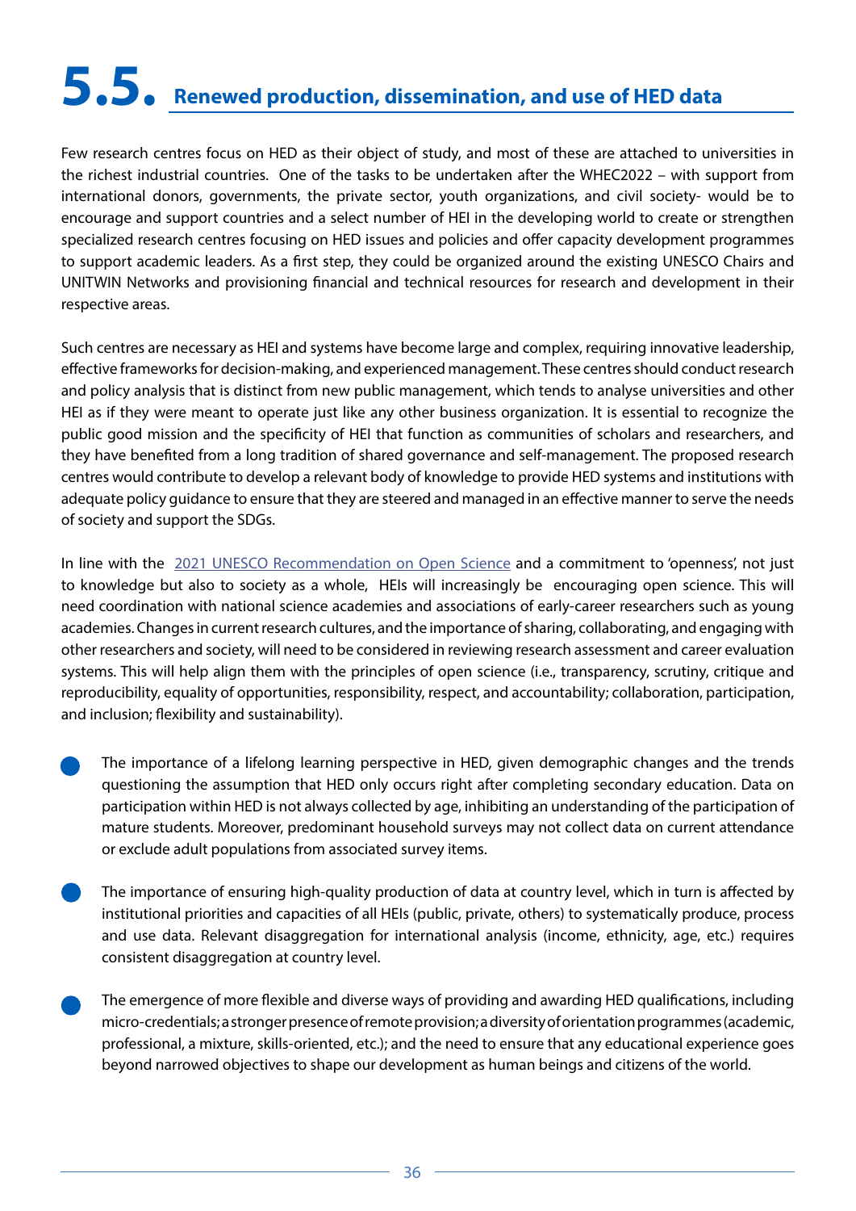## 5.5. Renewed production, dissemination, and use of HED data

Few research centres focus on HED as their object of study, and most of these are attached to universities in the richest industrial countries. One of the tasks to be undertaken after the WHEC2022 – with support from international donors, governments, the private sector, youth organizations, and civil society- would be to encourage and support countries and a select number of HEI in the developing world to create or strengthen specialized research centres focusing on HED issues and policies and offer capacity development programmes to support academic leaders. As a first step, they could be organized around the existing UNESCO Chairs and UNITWIN Networks and provisioning financial and technical resources for research and development in their respective areas.

Such centres are necessary as HEI and systems have become large and complex, requiring innovative leadership, effective frameworks for decision-making, and experienced management. These centres should conduct research and policy analysis that is distinct from new public management, which tends to analyse universities and other HEI as if they were meant to operate just like any other business organization. It is essential to recognize the public good mission and the specificity of HEI that function as communities of scholars and researchers, and they have benefited from a long tradition of shared governance and self-management. The proposed research centres would contribute to develop a relevant body of knowledge to provide HED systems and institutions with adequate policy guidance to ensure that they are steered and managed in an effective manner to serve the needs of society and support the SDGs.

In line with the 2021 UNESCO Recommendation on Open Science and a commitment to 'openness', not just to knowledge but also to society as a whole, HEIs will increasingly be encouraging open science. This will need coordination with national science academies and associations of early-career researchers such as young academies. Changes in current research cultures, and the importance of sharing, collaborating, and engaging with other researchers and society, will need to be considered in reviewing research assessment and career evaluation systems. This will help align them with the principles of open science (i.e., transparency, scrutiny, critique and reproducibility, equality of opportunities, responsibility, respect, and accountability; collaboration, participation, and inclusion; flexibility and sustainability).

- The importance of a lifelong learning perspective in HED, given demographic changes and the trends questioning the assumption that HED only occurs right after completing secondary education. Data on participation within HED is not always collected by age, inhibiting an understanding of the participation of mature students. Moreover, predominant household surveys may not collect data on current attendance or exclude adult populations from associated survey items.

- The importance of ensuring high-quality production of data at country level, which in turn is affected by institutional priorities and capacities of all HEIs (public, private, others) to systematically produce, process and use data. Relevant disaggregation for international analysis (income, ethnicity, age, etc.) requires consistent disaggregation at country level.

- The emergence of more flexible and diverse ways of providing and awarding HED qualifications, including micro-credentials; a stronger presence of remote provision; a diversity of orientation programmes (academic, professional, a mixture, skills-oriented, etc.); and the need to ensure that any educational experience goes beyond narrowed objectives to shape our development as human beings and citizens of the world.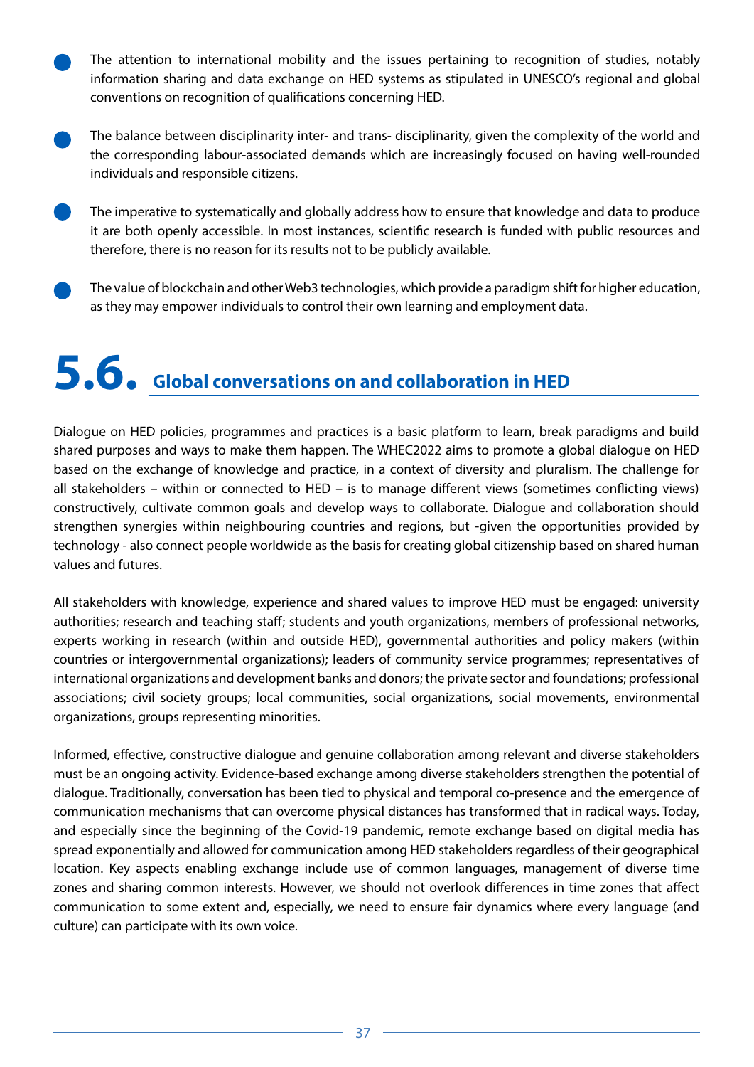- The attention to international mobility and the issues pertaining to recognition of studies, notably information sharing and data exchange on HED systems as stipulated in UNESCO's regional and global conventions on recognition of qualifications concerning HED.
- The balance between disciplinarity inter- and trans- disciplinarity, given the complexity of the world and the corresponding labour-associated demands which are increasingly focused on having well-rounded individuals and responsible citizens.
- The imperative to systematically and globally address how to ensure that knowledge and data to produce it are both openly accessible. In most instances, scientific research is funded with public resources and therefore, there is no reason for its results not to be publicly available.
- The value of blockchain and other Web3 technologies, which provide a paradigm shift for higher education, as they may empower individuals to control their own learning and employment data.

## 5.6. Global conversations on and collaboration in HED

Dialogue on HED policies, programmes and practices is a basic platform to learn, break paradigms and build shared purposes and ways to make them happen. The WHEC2022 aims to promote a global dialogue on HED based on the exchange of knowledge and practice, in a context of diversity and pluralism. The challenge for all stakeholders – within or connected to HED – is to manage different views (sometimes conflicting views) constructively, cultivate common goals and develop ways to collaborate. Dialogue and collaboration should strengthen synergies within neighbouring countries and regions, but -given the opportunities provided by technology - also connect people worldwide as the basis for creating global citizenship based on shared human values and futures.

All stakeholders with knowledge, experience and shared values to improve HED must be engaged: university authorities; research and teaching staff; students and youth organizations, members of professional networks, experts working in research (within and outside HED), governmental authorities and policy makers (within countries or intergovernmental organizations); leaders of community service programmes; representatives of international organizations and development banks and donors; the private sector and foundations; professional associations; civil society groups; local communities, social organizations, social movements, environmental organizations, groups representing minorities.

Informed, effective, constructive dialogue and genuine collaboration among relevant and diverse stakeholders must be an ongoing activity. Evidence-based exchange among diverse stakeholders strengthen the potential of dialogue. Traditionally, conversation has been tied to physical and temporal co-presence and the emergence of communication mechanisms that can overcome physical distances has transformed that in radical ways. Today, and especially since the beginning of the Covid-19 pandemic, remote exchange based on digital media has spread exponentially and allowed for communication among HED stakeholders regardless of their geographical location. Key aspects enabling exchange include use of common languages, management of diverse time zones and sharing common interests. However, we should not overlook differences in time zones that affect communication to some extent and, especially, we need to ensure fair dynamics where every language (and culture) can participate with its own voice.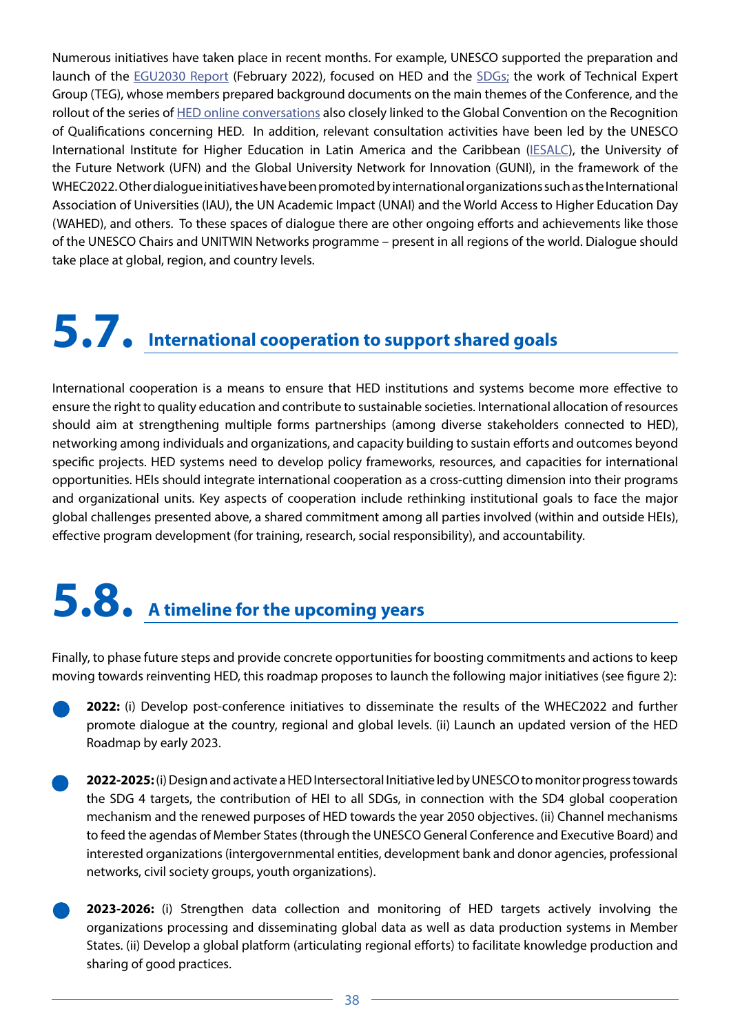Numerous initiatives have taken place in recent months. For example, UNESCO supported the preparation and launch of the EGU2030 Report (February 2022), focused on HED and the SDGs; the work of Technical Expert Group (TEG), whose members prepared background documents on the main themes of the Conference, and the rollout of the series of HED online conversations also closely linked to the Global Convention on the Recognition of Qualifications concerning HED. In addition, relevant consultation activities have been led by the UNESCO International Institute for Higher Education in Latin America and the Caribbean (IESALC), the University of the Future Network (UFN) and the Global University Network for Innovation (GUNI), in the framework of the WHEC2022. Other dialogue initiatives have been promoted by international organizations such as the International Association of Universities (IAU), the UN Academic Impact (UNAI) and the World Access to Higher Education Day (WAHED), and others. To these spaces of dialogue there are other ongoing efforts and achievements like those of the UNESCO Chairs and UNITWIN Networks programme – present in all regions of the world. Dialogue should take place at global, region, and country levels.

## 5.7. International cooperation to support shared goals

International cooperation is a means to ensure that HED institutions and systems become more effective to ensure the right to quality education and contribute to sustainable societies. International allocation of resources should aim at strengthening multiple forms partnerships (among diverse stakeholders connected to HED), networking among individuals and organizations, and capacity building to sustain efforts and outcomes beyond specific projects. HED systems need to develop policy frameworks, resources, and capacities for international opportunities. HEIs should integrate international cooperation as a cross-cutting dimension into their programs and organizational units. Key aspects of cooperation include rethinking institutional goals to face the major global challenges presented above, a shared commitment among all parties involved (within and outside HEIs), effective program development (for training, research, social responsibility), and accountability.

## 5.8. A timeline for the upcoming years

Finally, to phase future steps and provide concrete opportunities for boosting commitments and actions to keep moving towards reinventing HED, this roadmap proposes to launch the following major initiatives (see figure 2):

- **2022:** (i) Develop post-conference initiatives to disseminate the results of the WHEC2022 and further promote dialogue at the country, regional and global levels. (ii) Launch an updated version of the HED Roadmap by early 2023.

- **2022-2025:** (i) Design and activate a HED Intersectoral Initiative led by UNESCO to monitor progress towards the SDG 4 targets, the contribution of HEI to all SDGs, in connection with the SD4 global cooperation mechanism and the renewed purposes of HED towards the year 2050 objectives. (ii) Channel mechanisms to feed the agendas of Member States (through the UNESCO General Conference and Executive Board) and interested organizations (intergovernmental entities, development bank and donor agencies, professional networks, civil society groups, youth organizations).

- **2023-2026:** (i) Strengthen data collection and monitoring of HED targets actively involving the organizations processing and disseminating global data as well as data production systems in Member States. (ii) Develop a global platform (articulating regional efforts) to facilitate knowledge production and sharing of good practices.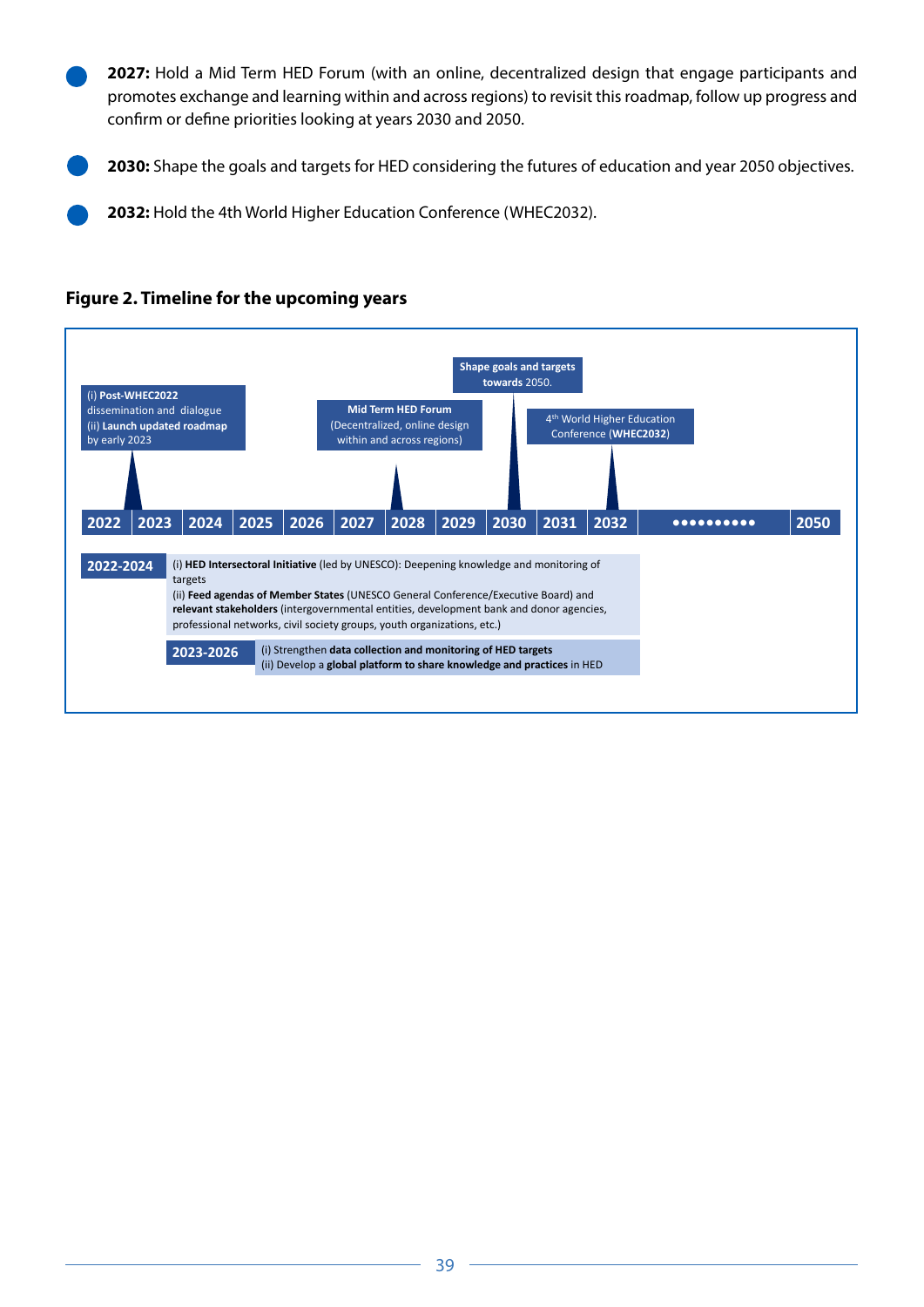- **2027:** Hold a Mid Term HED Forum (with an online, decentralized design that engage participants and promotes exchange and learning within and across regions) to revisit this roadmap, follow up progress and confirm or define priorities looking at years 2030 and 2050.
- **2030:** Shape the goals and targets for HED considering the futures of education and year 2050 objectives.
- **2032:** Hold the 4th World Higher Education Conference (WHEC2032).

**Figure 2. Timeline for the upcoming years**

| Year | Milestone |
| --- | --- |
| 2022 | (i) **Post-WHEC2022** dissemination and dialogue (ii) **Launch updated roadmap** by early 2023 |
| 2027 | **Mid Term HED Forum** (Decentralized, online design within and across regions) |
| 2030 | **Shape goals and targets towards** 2050. |
| 2032 | 4th World Higher Education Conference (**WHEC2032**) |
| 2050 | |

| Period | Activities |
| --- | --- |
| **2022-2024** | (i) **HED Intersectoral Initiative** (led by UNESCO): Deepening knowledge and monitoring of targets<br>(ii) **Feed agendas of Member States** (UNESCO General Conference/Executive Board) and **relevant stakeholders** (intergovernmental entities, development bank and donor agencies, professional networks, civil society groups, youth organizations, etc.) |
| **2023-2026** | (i) Strengthen **data collection and monitoring of HED targets**<br>(ii) Develop a **global platform to share knowledge and practices** in HED |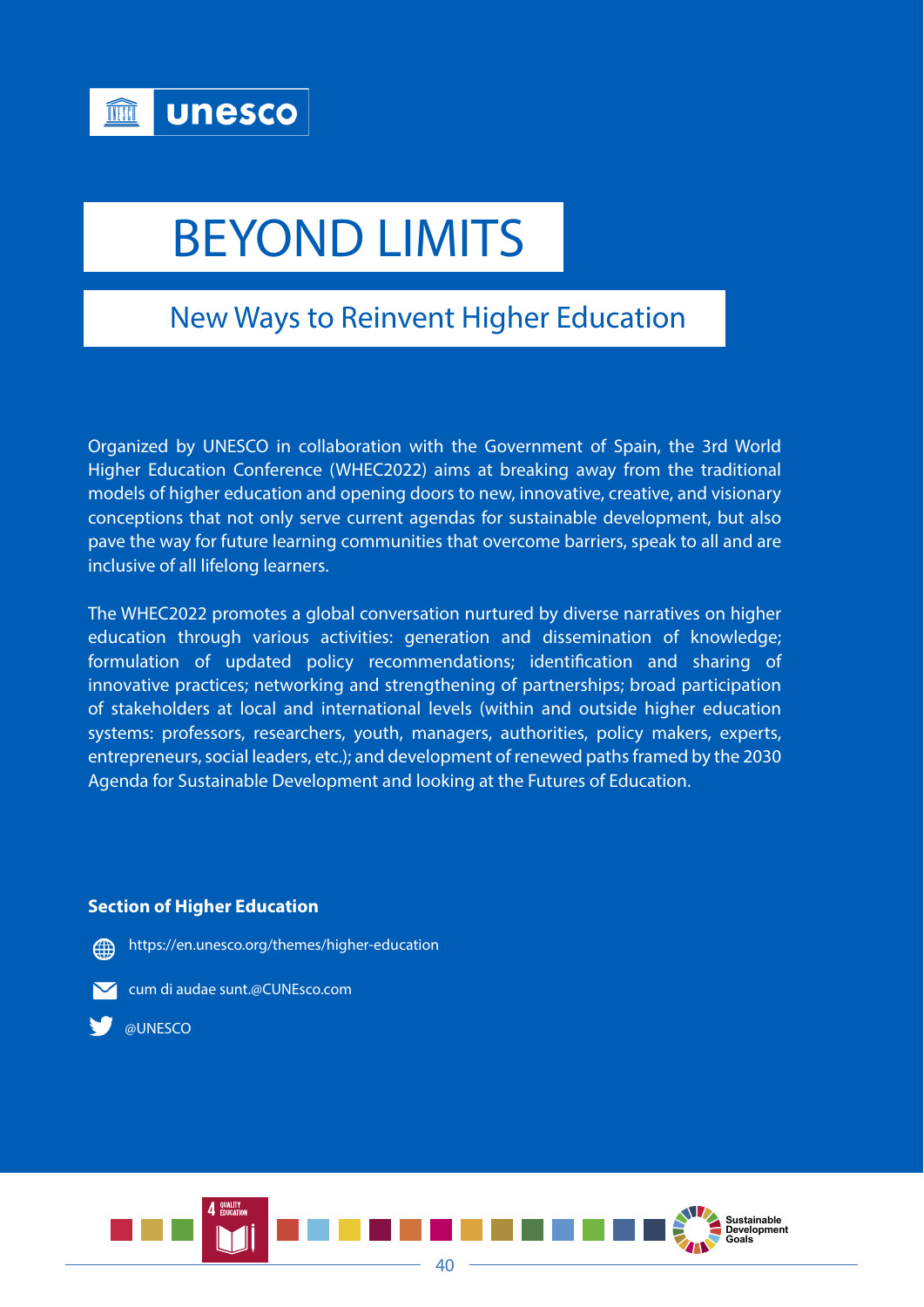unesco

# BEYOND LIMITS

## New Ways to Reinvent Higher Education

Organized by UNESCO in collaboration with the Government of Spain, the 3rd World Higher Education Conference (WHEC2022) aims at breaking away from the traditional models of higher education and opening doors to new, innovative, creative, and visionary conceptions that not only serve current agendas for sustainable development, but also pave the way for future learning communities that overcome barriers, speak to all and are inclusive of all lifelong learners.

The WHEC2022 promotes a global conversation nurtured by diverse narratives on higher education through various activities: generation and dissemination of knowledge; formulation of updated policy recommendations; identification and sharing of innovative practices; networking and strengthening of partnerships; broad participation of stakeholders at local and international levels (within and outside higher education systems: professors, researchers, youth, managers, authorities, policy makers, experts, entrepreneurs, social leaders, etc.); and development of renewed paths framed by the 2030 Agenda for Sustainable Development and looking at the Futures of Education.

**Section of Higher Education**

https://en.unesco.org/themes/higher-education

cum di audae sunt.@CUNEsco.com

@UNESCO

4 QUALITY EDUCATION

Sustainable Development Goals